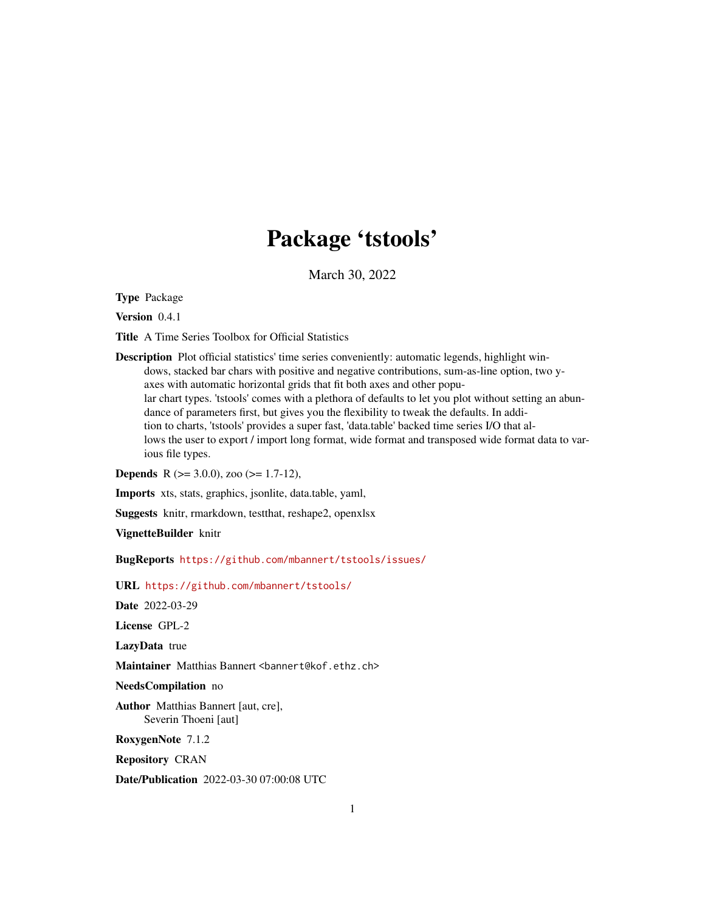# Package 'tstools'

March 30, 2022

**Type** Package

**Version** 0.4.1

**Title** A Time Series Toolbox for Official Statistics

**Description** Plot official statistics' time series conveniently: automatic legends, highlight windows, stacked bar chars with positive and negative contributions, sum-as-line option, two y-axes with automatic horizontal grids that fit both axes and other popular chart types. 'tstools' comes with a plethora of defaults to let you plot without setting an abundance of parameters first, but gives you the flexibility to tweak the defaults. In addition to charts, 'tstools' provides a super fast, 'data.table' backed time series I/O that allows the user to export / import long format, wide format and transposed wide format data to various file types.

**Depends** R (>= 3.0.0), zoo (>= 1.7-12),

**Imports** xts, stats, graphics, jsonlite, data.table, yaml,

**Suggests** knitr, rmarkdown, testthat, reshape2, openxlsx

**VignetteBuilder** knitr

**BugReports** https://github.com/mbannert/tstools/issues/

**URL** https://github.com/mbannert/tstools/

**Date** 2022-03-29

**License** GPL-2

**LazyData** true

**Maintainer** Matthias Bannert <bannert@kof.ethz.ch>

**NeedsCompilation** no

**Author** Matthias Bannert [aut, cre],
Severin Thoeni [aut]

**RoxygenNote** 7.1.2

**Repository** CRAN

**Date/Publication** 2022-03-30 07:00:08 UTC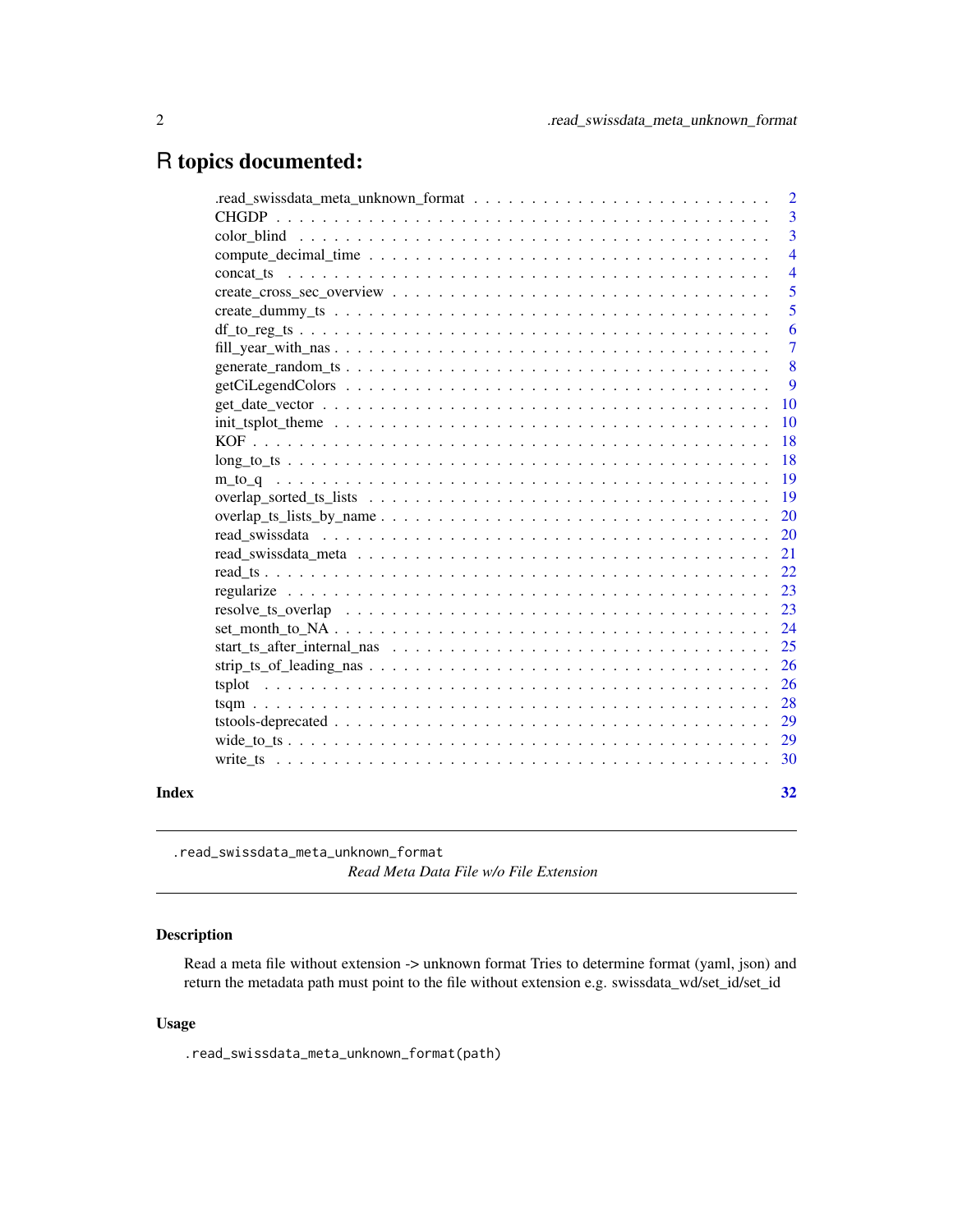# R topics documented:

| | |
|---|---|
| .read_swissdata_meta_unknown_format | 2 |
| CHGDP | 3 |
| color_blind | 3 |
| compute_decimal_time | 4 |
| concat_ts | 4 |
| create_cross_sec_overview | 5 |
| create_dummy_ts | 5 |
| df_to_reg_ts | 6 |
| fill_year_with_nas | 7 |
| generate_random_ts | 8 |
| getCiLegendColors | 9 |
| get_date_vector | 10 |
| init_tsplot_theme | 10 |
| KOF | 18 |
| long_to_ts | 18 |
| m_to_q | 19 |
| overlap_sorted_ts_lists | 19 |
| overlap_ts_lists_by_name | 20 |
| read_swissdata | 20 |
| read_swissdata_meta | 21 |
| read_ts | 22 |
| regularize | 23 |
| resolve_ts_overlap | 23 |
| set_month_to_NA | 24 |
| start_ts_after_internal_nas | 25 |
| strip_ts_of_leading_nas | 26 |
| tsplot | 26 |
| tsqm | 28 |
| tstools-deprecated | 29 |
| wide_to_ts | 29 |
| write_ts | 30 |
| **Index** | **32** |

---

`.read_swissdata_meta_unknown_format` *Read Meta Data File w/o File Extension*

---

### Description

Read a meta file without extension -> unknown format Tries to determine format (yaml, json) and return the metadata path must point to the file without extension e.g. swissdata_wd/set_id/set_id

### Usage

```
.read_swissdata_meta_unknown_format(path)
```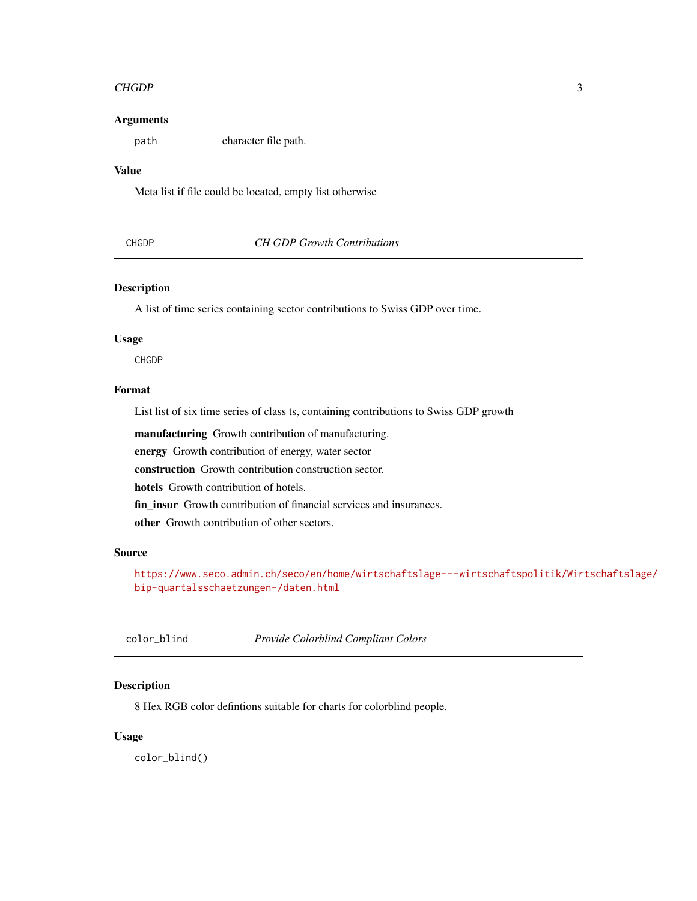### Arguments

| | |
|---|---|
| `path` | character file path. |

### Value

Meta list if file could be located, empty list otherwise

---

## CHGDP — *CH GDP Growth Contributions*

---

### Description

A list of time series containing sector contributions to Swiss GDP over time.

### Usage

```
CHGDP
```

### Format

List list of six time series of class ts, containing contributions to Swiss GDP growth

**manufacturing** Growth contribution of manufacturing.

**energy** Growth contribution of energy, water sector

**construction** Growth contribution construction sector.

**hotels** Growth contribution of hotels.

**fin_insur** Growth contribution of financial services and insurances.

**other** Growth contribution of other sectors.

### Source

https://www.seco.admin.ch/seco/en/home/wirtschaftslage---wirtschaftspolitik/Wirtschaftslage/bip-quartalsschaetzungen-/daten.html

---

## color_blind — *Provide Colorblind Compliant Colors*

---

### Description

8 Hex RGB color defintions suitable for charts for colorblind people.

### Usage

```
color_blind()
```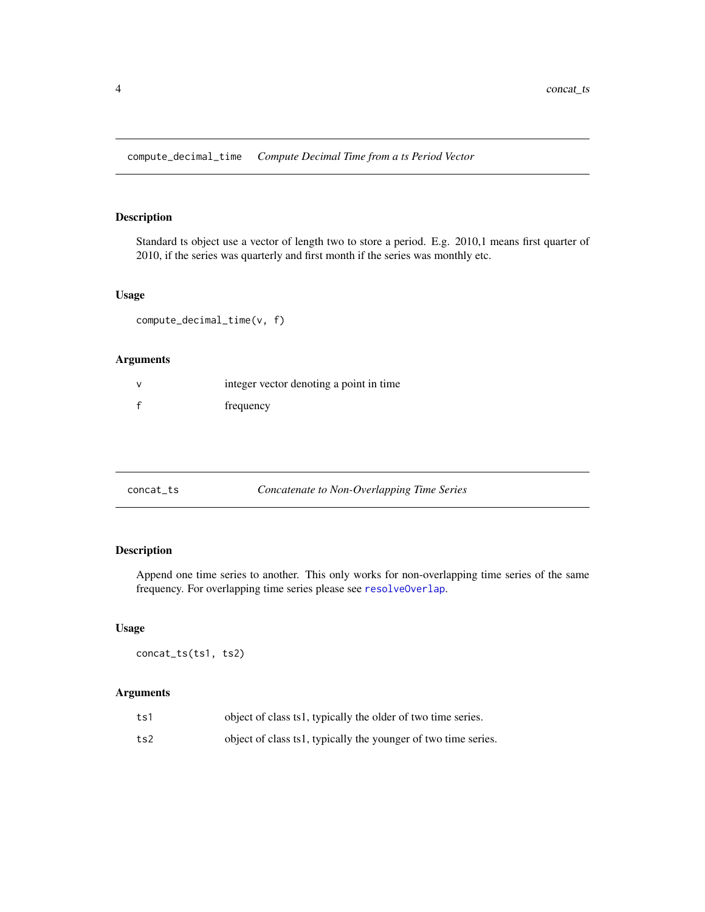## compute_decimal_time — *Compute Decimal Time from a ts Period Vector*

### Description

Standard ts object use a vector of length two to store a period. E.g. 2010,1 means first quarter of 2010, if the series was quarterly and first month if the series was monthly etc.

### Usage

```
compute_decimal_time(v, f)
```

### Arguments

| | |
|---|---|
| v | integer vector denoting a point in time |
| f | frequency |

## concat_ts — *Concatenate to Non-Overlapping Time Series*

### Description

Append one time series to another. This only works for non-overlapping time series of the same frequency. For overlapping time series please see resolveOverlap.

### Usage

```
concat_ts(ts1, ts2)
```

### Arguments

| | |
|---|---|
| ts1 | object of class ts1, typically the older of two time series. |
| ts2 | object of class ts1, typically the younger of two time series. |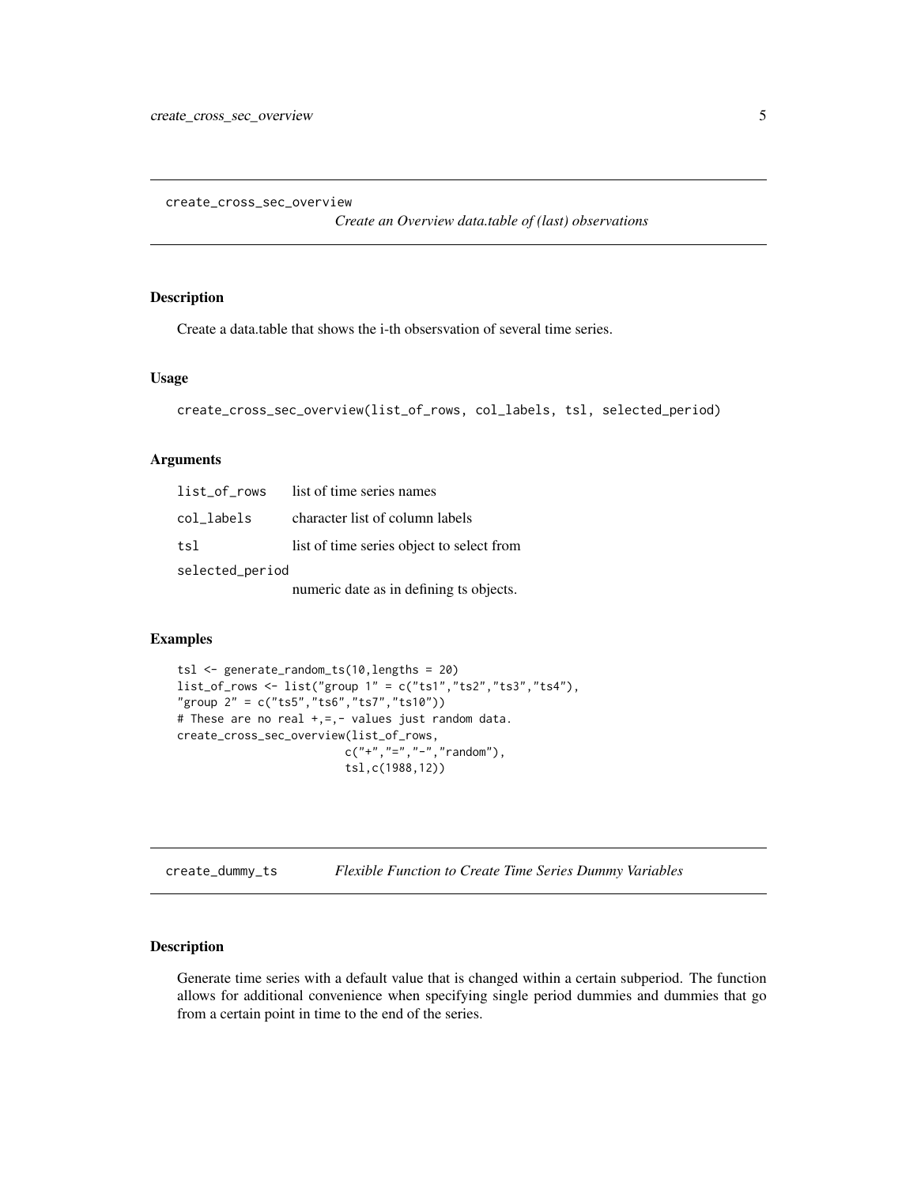## create_cross_sec_overview

*Create an Overview data.table of (last) observations*

### Description

Create a data.table that shows the i-th obsersvation of several time series.

### Usage

```
create_cross_sec_overview(list_of_rows, col_labels, tsl, selected_period)
```

### Arguments

| | |
|---|---|
| list_of_rows | list of time series names |
| col_labels | character list of column labels |
| tsl | list of time series object to select from |
| selected_period | numeric date as in defining ts objects. |

### Examples

```
tsl <- generate_random_ts(10,lengths = 20)
list_of_rows <- list("group 1" = c("ts1","ts2","ts3","ts4"),
"group 2" = c("ts5","ts6","ts7","ts10"))
# These are no real +,=,- values just random data.
create_cross_sec_overview(list_of_rows,
                         c("+","=","-","random"),
                         tsl,c(1988,12))
```

## create_dummy_ts

*Flexible Function to Create Time Series Dummy Variables*

### Description

Generate time series with a default value that is changed within a certain subperiod. The function allows for additional convenience when specifying single period dummies and dummies that go from a certain point in time to the end of the series.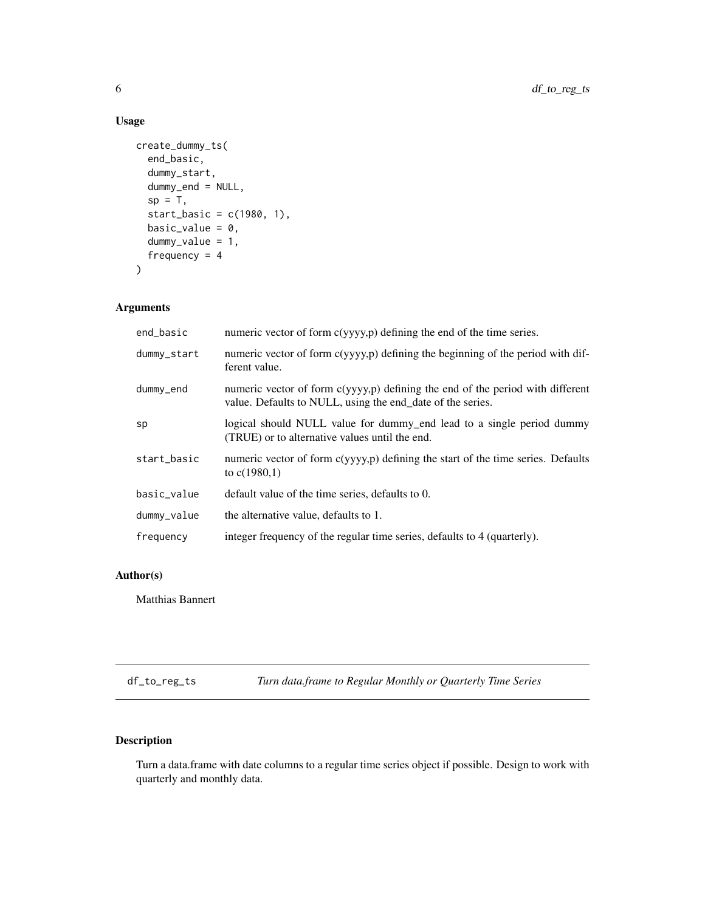### Usage

```
create_dummy_ts(
  end_basic,
  dummy_start,
  dummy_end = NULL,
  sp = T,
  start_basic = c(1980, 1),
  basic_value = 0,
  dummy_value = 1,
  frequency = 4
)
```

### Arguments

| | |
|---|---|
| end_basic | numeric vector of form c(yyyy,p) defining the end of the time series. |
| dummy_start | numeric vector of form c(yyyy,p) defining the beginning of the period with different value. |
| dummy_end | numeric vector of form c(yyyy,p) defining the end of the period with different value. Defaults to NULL, using the end_date of the series. |
| sp | logical should NULL value for dummy_end lead to a single period dummy (TRUE) or to alternative values until the end. |
| start_basic | numeric vector of form c(yyyy,p) defining the start of the time series. Defaults to c(1980,1) |
| basic_value | default value of the time series, defaults to 0. |
| dummy_value | the alternative value, defaults to 1. |
| frequency | integer frequency of the regular time series, defaults to 4 (quarterly). |

### Author(s)

Matthias Bannert

---

## df_to_reg_ts — *Turn data.frame to Regular Monthly or Quarterly Time Series*

### Description

Turn a data.frame with date columns to a regular time series object if possible. Design to work with quarterly and monthly data.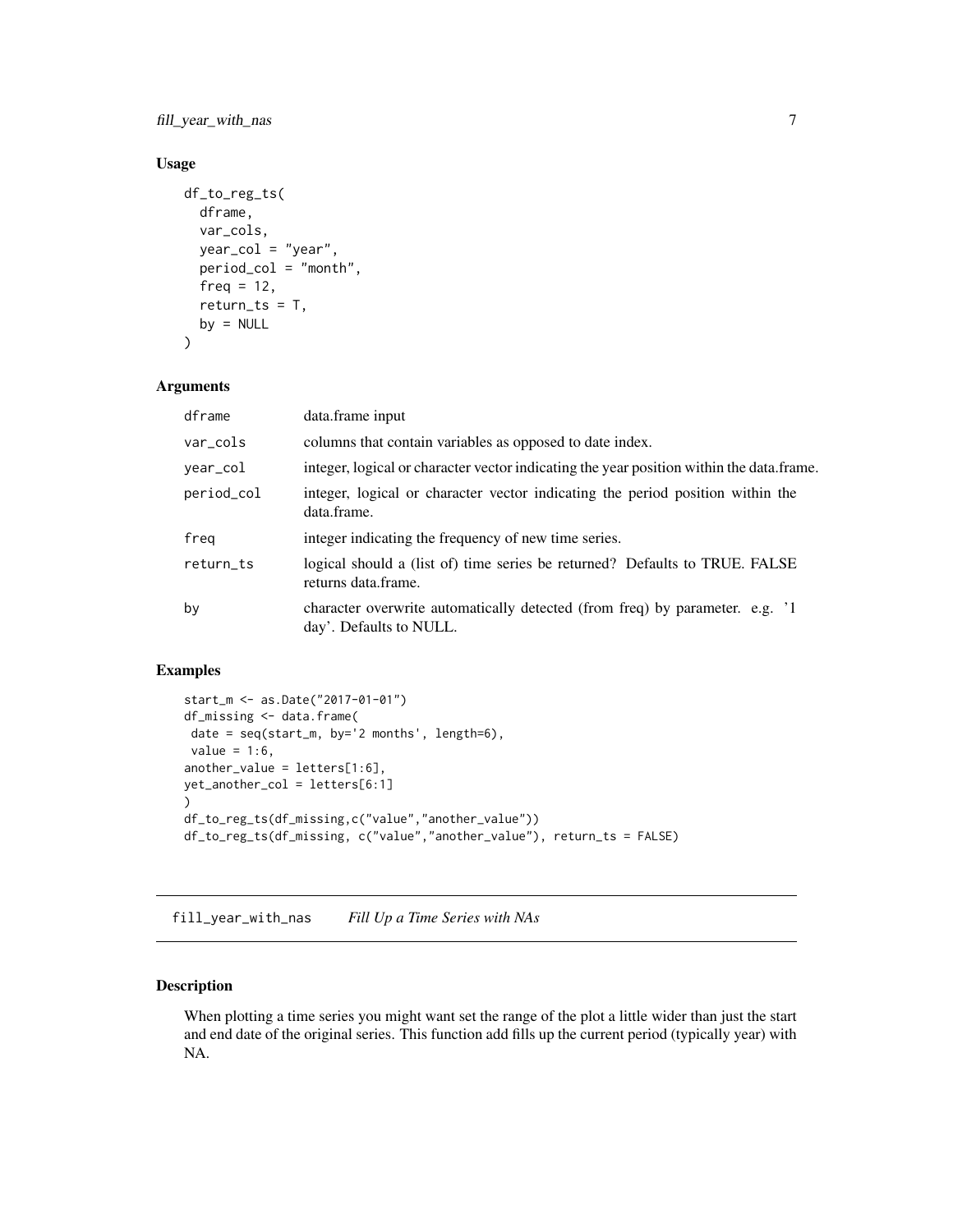### Usage

```
df_to_reg_ts(
  dframe,
  var_cols,
  year_col = "year",
  period_col = "month",
  freq = 12,
  return_ts = T,
  by = NULL
)
```

### Arguments

| | |
|---|---|
| dframe | data.frame input |
| var_cols | columns that contain variables as opposed to date index. |
| year_col | integer, logical or character vector indicating the year position within the data.frame. |
| period_col | integer, logical or character vector indicating the period position within the data.frame. |
| freq | integer indicating the frequency of new time series. |
| return_ts | logical should a (list of) time series be returned? Defaults to TRUE. FALSE returns data.frame. |
| by | character overwrite automatically detected (from freq) by parameter. e.g. '1 day'. Defaults to NULL. |

### Examples

```
start_m <- as.Date("2017-01-01")
df_missing <- data.frame(
 date = seq(start_m, by='2 months', length=6),
 value = 1:6,
another_value = letters[1:6],
yet_another_col = letters[6:1]
)
df_to_reg_ts(df_missing,c("value","another_value"))
df_to_reg_ts(df_missing, c("value","another_value"), return_ts = FALSE)
```

---

## fill_year_with_nas *Fill Up a Time Series with NAs*

### Description

When plotting a time series you might want set the range of the plot a little wider than just the start and end date of the original series. This function add fills up the current period (typically year) with NA.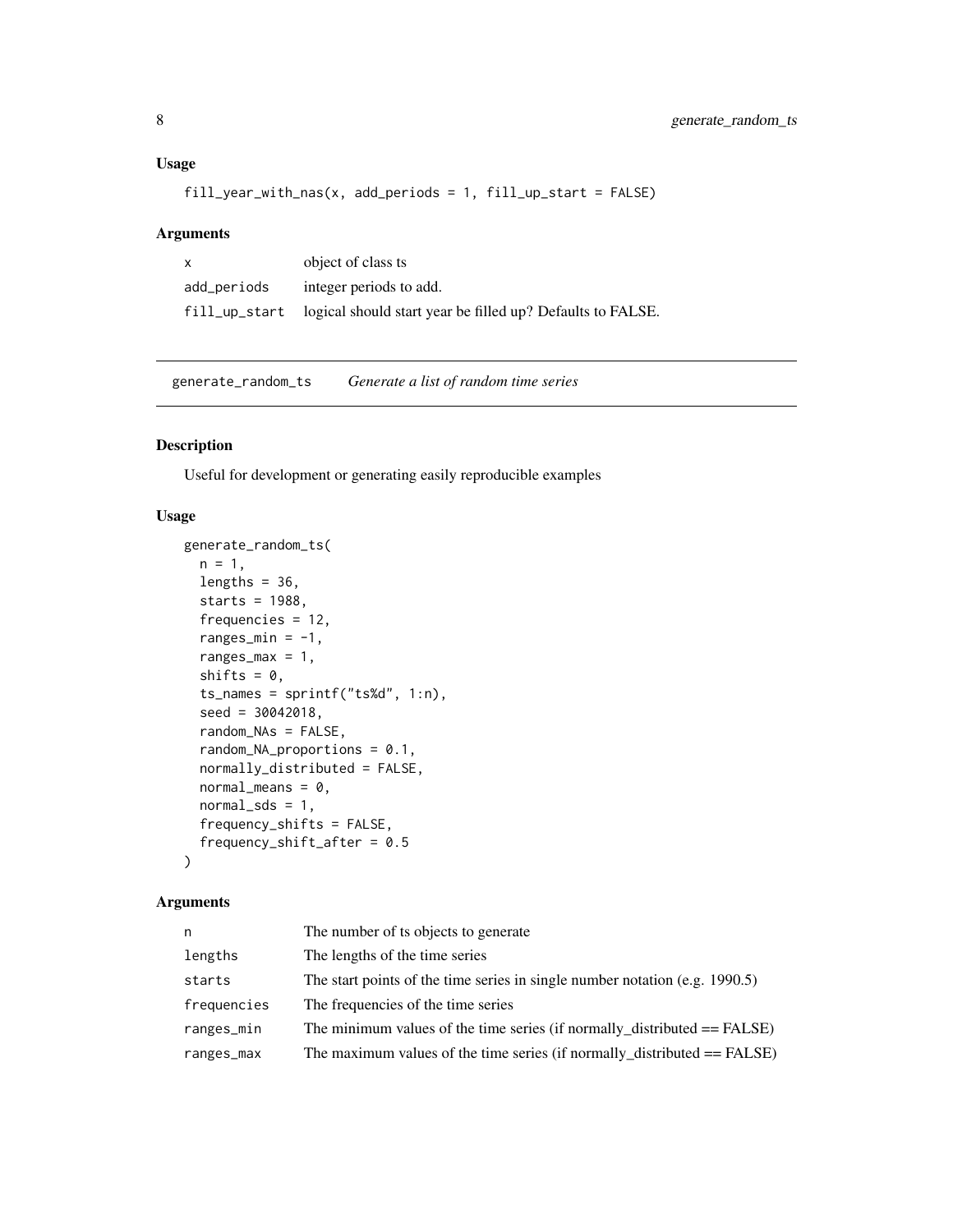### Usage

```
fill_year_with_nas(x, add_periods = 1, fill_up_start = FALSE)
```

### Arguments

| | |
|---|---|
| x | object of class ts |
| add_periods | integer periods to add. |
| fill_up_start | logical should start year be filled up? Defaults to FALSE. |

---

## generate_random_ts    *Generate a list of random time series*

### Description

Useful for development or generating easily reproducible examples

### Usage

```
generate_random_ts(
  n = 1,
  lengths = 36,
  starts = 1988,
  frequencies = 12,
  ranges_min = -1,
  ranges_max = 1,
  shifts = 0,
  ts_names = sprintf("ts%d", 1:n),
  seed = 30042018,
  random_NAs = FALSE,
  random_NA_proportions = 0.1,
  normally_distributed = FALSE,
  normal_means = 0,
  normal_sds = 1,
  frequency_shifts = FALSE,
  frequency_shift_after = 0.5
)
```

### Arguments

| | |
|---|---|
| n | The number of ts objects to generate |
| lengths | The lengths of the time series |
| starts | The start points of the time series in single number notation (e.g. 1990.5) |
| frequencies | The frequencies of the time series |
| ranges_min | The minimum values of the time series (if normally_distributed == FALSE) |
| ranges_max | The maximum values of the time series (if normally_distributed == FALSE) |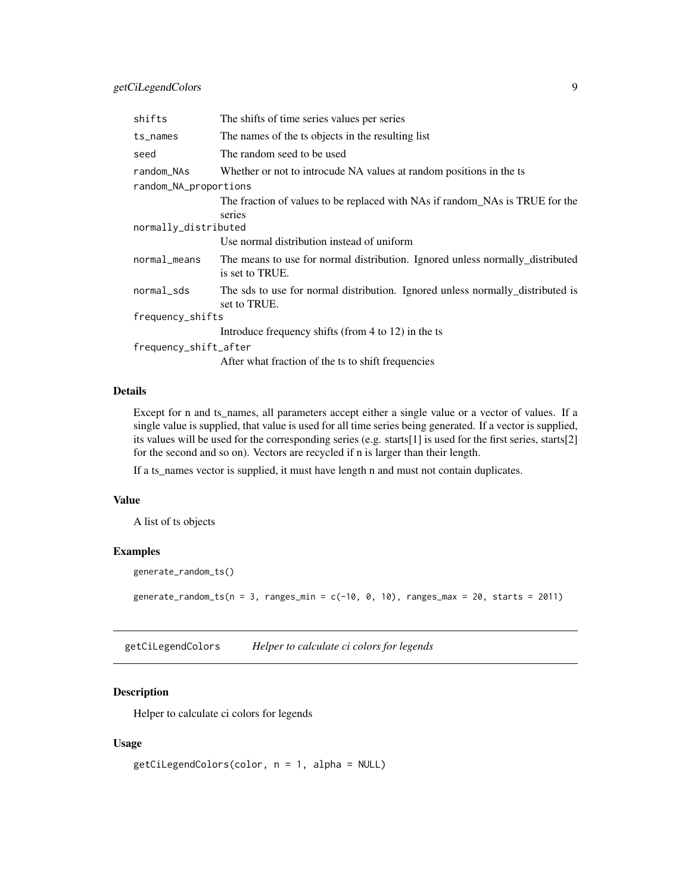| | |
|---|---|
| `shifts` | The shifts of time series values per series |
| `ts_names` | The names of the ts objects in the resulting list |
| `seed` | The random seed to be used |
| `random_NAs` | Whether or not to introcude NA values at random positions in the ts |
| `random_NA_proportions` | The fraction of values to be replaced with NAs if random_NAs is TRUE for the series |
| `normally_distributed` | Use normal distribution instead of uniform |
| `normal_means` | The means to use for normal distribution. Ignored unless normally_distributed is set to TRUE. |
| `normal_sds` | The sds to use for normal distribution. Ignored unless normally_distributed is set to TRUE. |
| `frequency_shifts` | Introduce frequency shifts (from 4 to 12) in the ts |
| `frequency_shift_after` | After what fraction of the ts to shift frequencies |

### Details

Except for n and ts_names, all parameters accept either a single value or a vector of values. If a single value is supplied, that value is used for all time series being generated. If a vector is supplied, its values will be used for the corresponding series (e.g. starts[1] is used for the first series, starts[2] for the second and so on). Vectors are recycled if n is larger than their length.

If a ts_names vector is supplied, it must have length n and must not contain duplicates.

### Value

A list of ts objects

### Examples

```
generate_random_ts()

generate_random_ts(n = 3, ranges_min = c(-10, 0, 10), ranges_max = 20, starts = 2011)
```

---

## getCiLegendColors *Helper to calculate ci colors for legends*

### Description

Helper to calculate ci colors for legends

### Usage

```
getCiLegendColors(color, n = 1, alpha = NULL)
```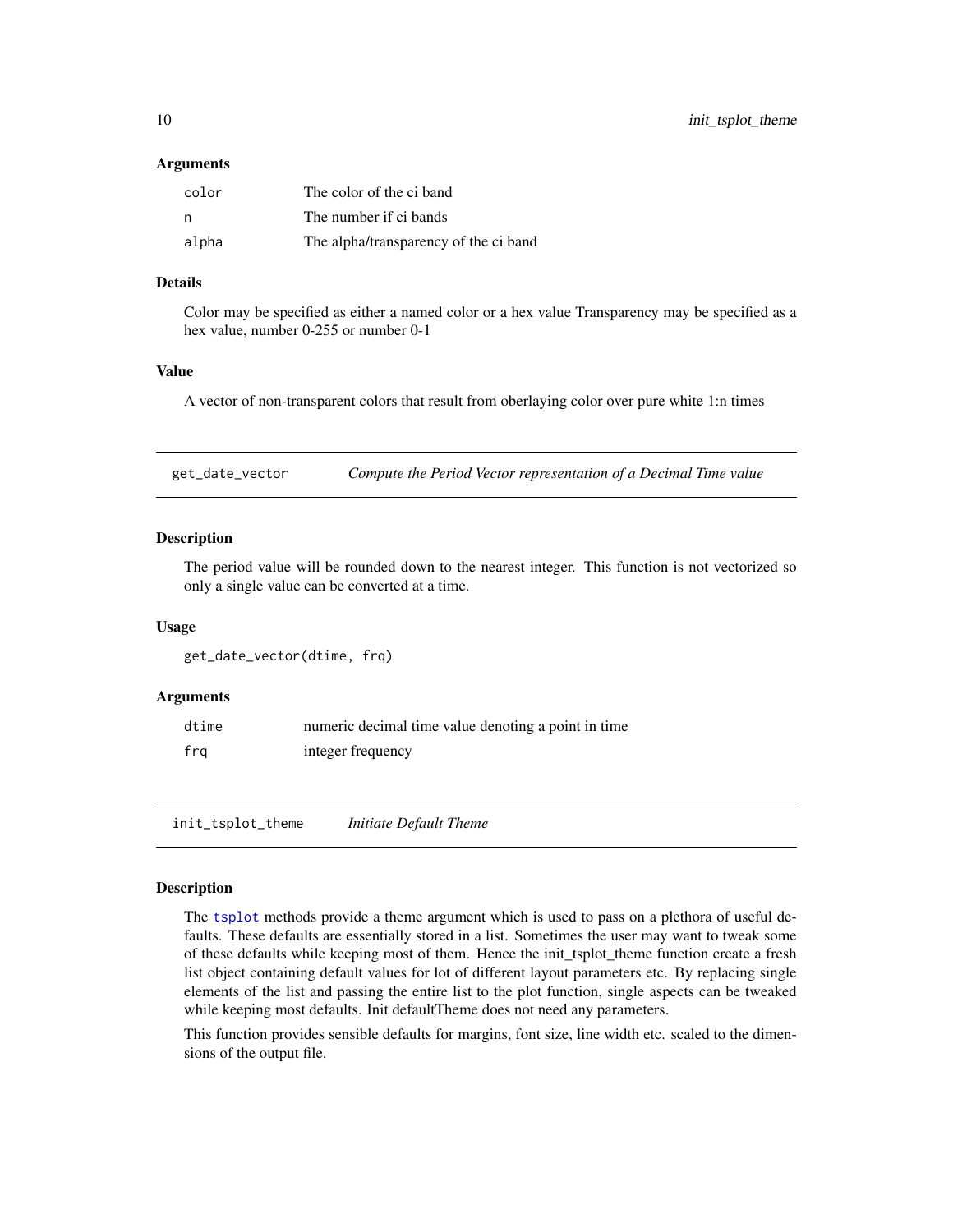### Arguments

| | |
|---|---|
| color | The color of the ci band |
| n | The number if ci bands |
| alpha | The alpha/transparency of the ci band |

### Details

Color may be specified as either a named color or a hex value Transparency may be specified as a hex value, number 0-255 or number 0-1

### Value

A vector of non-transparent colors that result from oberlaying color over pure white 1:n times

## get_date_vector — *Compute the Period Vector representation of a Decimal Time value*

### Description

The period value will be rounded down to the nearest integer. This function is not vectorized so only a single value can be converted at a time.

### Usage

```
get_date_vector(dtime, frq)
```

### Arguments

| | |
|---|---|
| dtime | numeric decimal time value denoting a point in time |
| frq | integer frequency |

## init_tsplot_theme — *Initiate Default Theme*

### Description

The tsplot methods provide a theme argument which is used to pass on a plethora of useful defaults. These defaults are essentially stored in a list. Sometimes the user may want to tweak some of these defaults while keeping most of them. Hence the init_tsplot_theme function create a fresh list object containing default values for lot of different layout parameters etc. By replacing single elements of the list and passing the entire list to the plot function, single aspects can be tweaked while keeping most defaults. Init defaultTheme does not need any parameters.

This function provides sensible defaults for margins, font size, line width etc. scaled to the dimensions of the output file.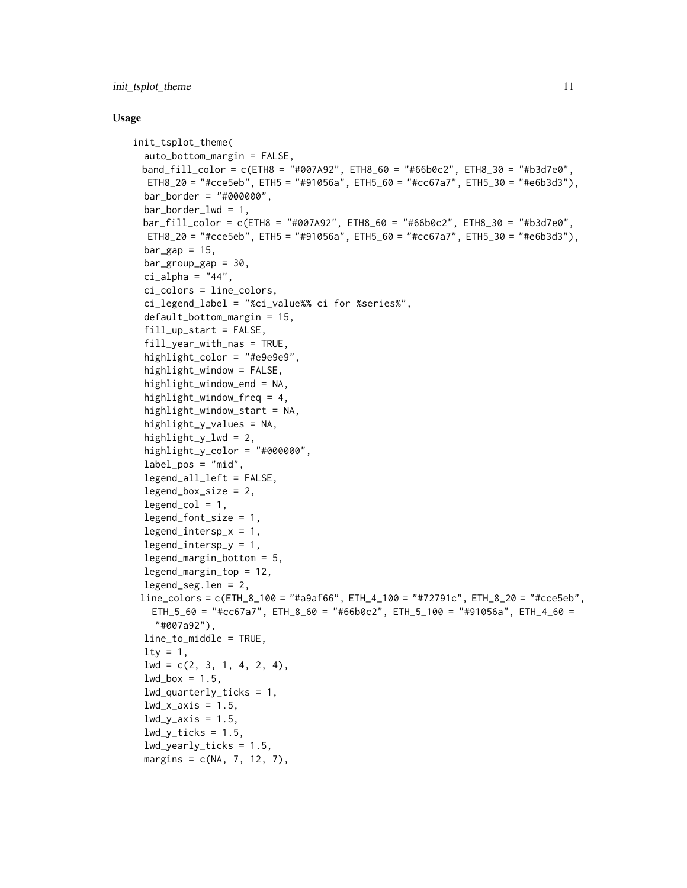### Usage

```
init_tsplot_theme(
  auto_bottom_margin = FALSE,
  band_fill_color = c(ETH8 = "#007A92", ETH8_60 = "#66b0c2", ETH8_30 = "#b3d7e0",
    ETH8_20 = "#cce5eb", ETH5 = "#91056a", ETH5_60 = "#cc67a7", ETH5_30 = "#e6b3d3"),
  bar_border = "#000000",
  bar_border_lwd = 1,
  bar_fill_color = c(ETH8 = "#007A92", ETH8_60 = "#66b0c2", ETH8_30 = "#b3d7e0",
    ETH8_20 = "#cce5eb", ETH5 = "#91056a", ETH5_60 = "#cc67a7", ETH5_30 = "#e6b3d3"),
  bar_gap = 15,
  bar_group_gap = 30,
  ci_alpha = "44",
  ci_colors = line_colors,
  ci_legend_label = "%ci_value%% ci for %series%",
  default_bottom_margin = 15,
  fill_up_start = FALSE,
  fill_year_with_nas = TRUE,
  highlight_color = "#e9e9e9",
  highlight_window = FALSE,
  highlight_window_end = NA,
  highlight_window_freq = 4,
  highlight_window_start = NA,
  highlight_y_values = NA,
  highlight_y_lwd = 2,
  highlight_y_color = "#000000",
  label_pos = "mid",
  legend_all_left = FALSE,
  legend_box_size = 2,
  legend_col = 1,
  legend_font_size = 1,
  legend_intersp_x = 1,
  legend_intersp_y = 1,
  legend_margin_bottom = 5,
  legend_margin_top = 12,
  legend_seg.len = 2,
  line_colors = c(ETH_8_100 = "#a9af66", ETH_4_100 = "#72791c", ETH_8_20 = "#cce5eb",
    ETH_5_60 = "#cc67a7", ETH_8_60 = "#66b0c2", ETH_5_100 = "#91056a", ETH_4_60 =
    "#007a92"),
  line_to_middle = TRUE,
  lty = 1,
  lwd = c(2, 3, 1, 4, 2, 4),
  lwd_box = 1.5,
  lwd_quarterly_ticks = 1,
  lwd_x_axis = 1.5,
  lwd_y_axis = 1.5,
  lwd_y_ticks = 1.5,
  lwd_yearly_ticks = 1.5,
  margins = c(NA, 7, 12, 7),
```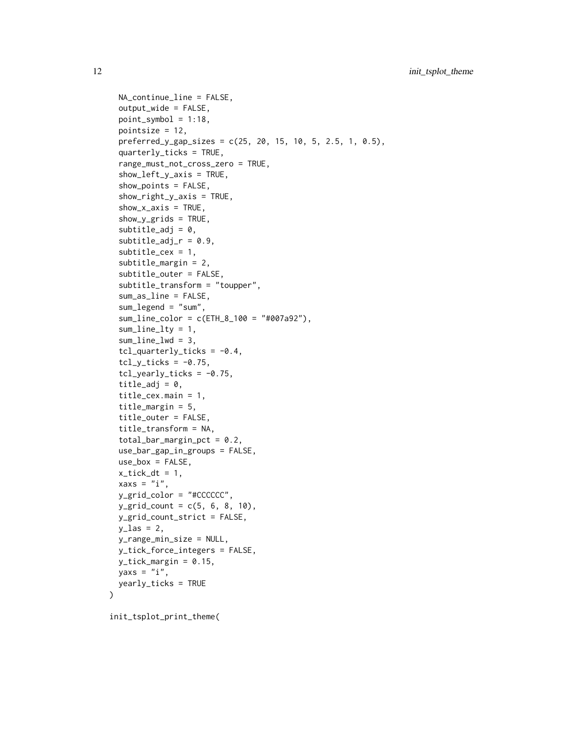```
  NA_continue_line = FALSE,
  output_wide = FALSE,
  point_symbol = 1:18,
  pointsize = 12,
  preferred_y_gap_sizes = c(25, 20, 15, 10, 5, 2.5, 1, 0.5),
  quarterly_ticks = TRUE,
  range_must_not_cross_zero = TRUE,
  show_left_y_axis = TRUE,
  show_points = FALSE,
  show_right_y_axis = TRUE,
  show_x_axis = TRUE,
  show_y_grids = TRUE,
  subtitle_adj = 0,
  subtitle_adj_r = 0.9,
  subtitle_cex = 1,
  subtitle_margin = 2,
  subtitle_outer = FALSE,
  subtitle_transform = "toupper",
  sum_as_line = FALSE,
  sum_legend = "sum",
  sum_line_color = c(ETH_8_100 = "#007a92"),
  sum_line_lty = 1,
  sum_line_lwd = 3,
  tcl_quarterly_ticks = -0.4,
  tcl_y_ticks = -0.75,
  tcl_yearly_ticks = -0.75,
  title_adj = 0,
  title_cex.main = 1,
  title_margin = 5,
  title_outer = FALSE,
  title_transform = NA,
  total_bar_margin_pct = 0.2,
  use_bar_gap_in_groups = FALSE,
  use_box = FALSE,
  x_tick_dt = 1,
  xaxs = "i",
  y_grid_color = "#CCCCCC",
  y_grid_count = c(5, 6, 8, 10),
  y_grid_count_strict = FALSE,
  y_las = 2,
  y_range_min_size = NULL,
  y_tick_force_integers = FALSE,
  y_tick_margin = 0.15,
  yaxs = "i",
  yearly_ticks = TRUE
)

init_tsplot_print_theme(
```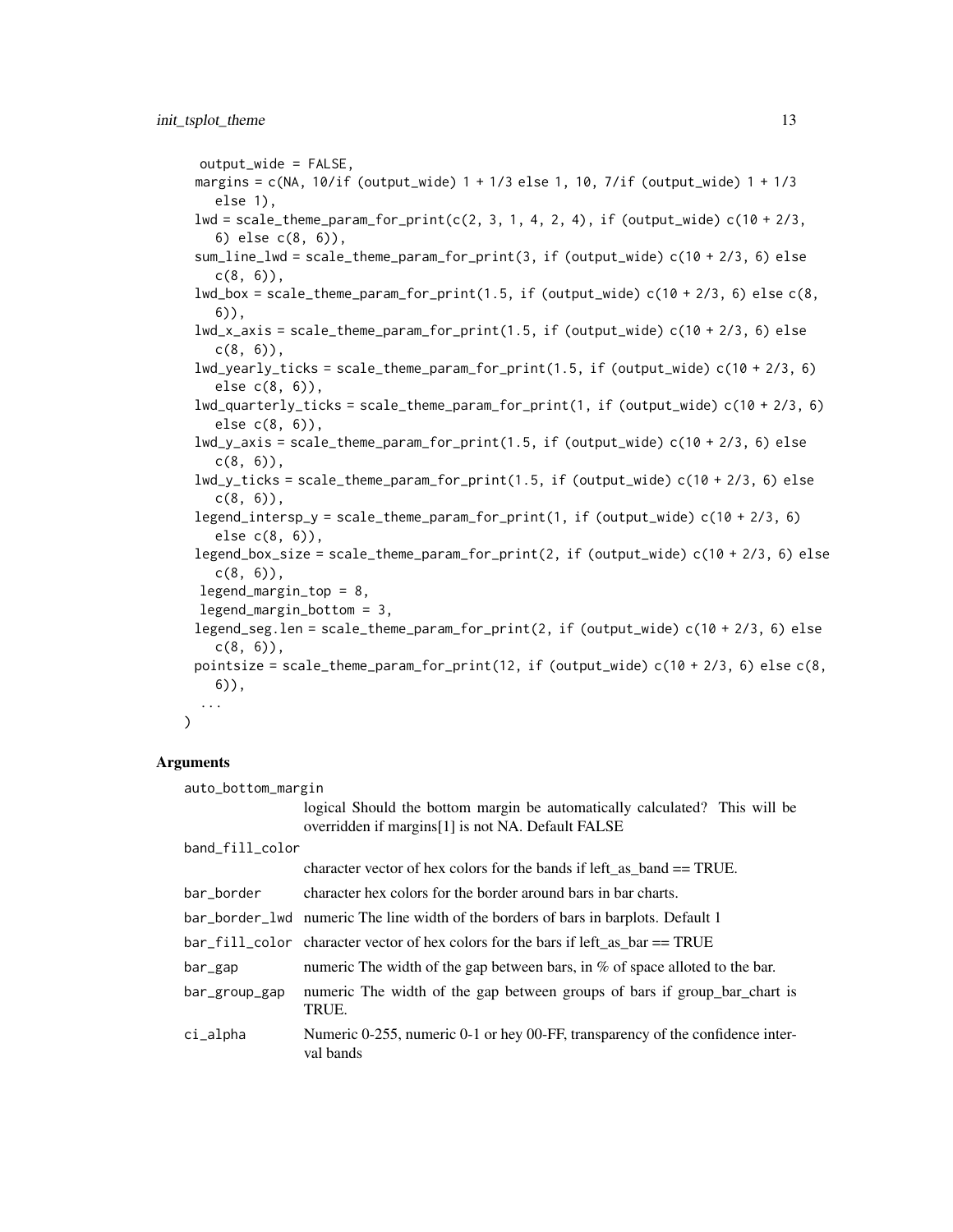```
  output_wide = FALSE,
  margins = c(NA, 10/if (output_wide) 1 + 1/3 else 1, 10, 7/if (output_wide) 1 + 1/3
    else 1),
  lwd = scale_theme_param_for_print(c(2, 3, 1, 4, 2, 4), if (output_wide) c(10 + 2/3,
    6) else c(8, 6)),
  sum_line_lwd = scale_theme_param_for_print(3, if (output_wide) c(10 + 2/3, 6) else
    c(8, 6)),
  lwd_box = scale_theme_param_for_print(1.5, if (output_wide) c(10 + 2/3, 6) else c(8,
    6)),
  lwd_x_axis = scale_theme_param_for_print(1.5, if (output_wide) c(10 + 2/3, 6) else
    c(8, 6)),
  lwd_yearly_ticks = scale_theme_param_for_print(1.5, if (output_wide) c(10 + 2/3, 6)
    else c(8, 6)),
  lwd_quarterly_ticks = scale_theme_param_for_print(1, if (output_wide) c(10 + 2/3, 6)
    else c(8, 6)),
  lwd_y_axis = scale_theme_param_for_print(1.5, if (output_wide) c(10 + 2/3, 6) else
    c(8, 6)),
  lwd_y_ticks = scale_theme_param_for_print(1.5, if (output_wide) c(10 + 2/3, 6) else
    c(8, 6)),
  legend_intersp_y = scale_theme_param_for_print(1, if (output_wide) c(10 + 2/3, 6)
    else c(8, 6)),
  legend_box_size = scale_theme_param_for_print(2, if (output_wide) c(10 + 2/3, 6) else
    c(8, 6)),
  legend_margin_top = 8,
  legend_margin_bottom = 3,
  legend_seg.len = scale_theme_param_for_print(2, if (output_wide) c(10 + 2/3, 6) else
    c(8, 6)),
  pointsize = scale_theme_param_for_print(12, if (output_wide) c(10 + 2/3, 6) else c(8,
    6)),
  ...
)
```

## Arguments

| | |
|---|---|
| auto_bottom_margin | logical Should the bottom margin be automatically calculated? This will be overridden if margins[1] is not NA. Default FALSE |
| band_fill_color | character vector of hex colors for the bands if left_as_band == TRUE. |
| bar_border | character hex colors for the border around bars in bar charts. |
| bar_border_lwd | numeric The line width of the borders of bars in barplots. Default 1 |
| bar_fill_color | character vector of hex colors for the bars if left_as_bar == TRUE |
| bar_gap | numeric The width of the gap between bars, in % of space alloted to the bar. |
| bar_group_gap | numeric The width of the gap between groups of bars if group_bar_chart is TRUE. |
| ci_alpha | Numeric 0-255, numeric 0-1 or hey 00-FF, transparency of the confidence interval bands |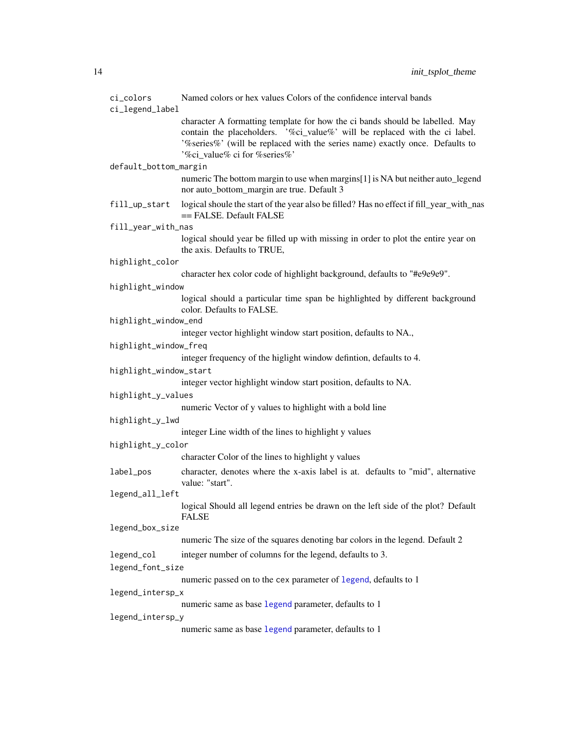`ci_colors`
: Named colors or hex values Colors of the confidence interval bands

`ci_legend_label`
: character A formatting template for how the ci bands should be labelled. May contain the placeholders. '%ci_value%' will be replaced with the ci label. '%series%' (will be replaced with the series name) exactly once. Defaults to '%ci_value% ci for %series%'

`default_bottom_margin`
: numeric The bottom margin to use when margins[1] is NA but neither auto_legend nor auto_bottom_margin are true. Default 3

`fill_up_start`
: logical shoule the start of the year also be filled? Has no effect if fill_year_with_nas == FALSE. Default FALSE

`fill_year_with_nas`
: logical should year be filled up with missing in order to plot the entire year on the axis. Defaults to TRUE,

`highlight_color`
: character hex color code of highlight background, defaults to "#e9e9e9".

`highlight_window`
: logical should a particular time span be highlighted by different background color. Defaults to FALSE.

`highlight_window_end`
: integer vector highlight window start position, defaults to NA.,

`highlight_window_freq`
: integer frequency of the higlight window defintion, defaults to 4.

`highlight_window_start`
: integer vector highlight window start position, defaults to NA.

`highlight_y_values`
: numeric Vector of y values to highlight with a bold line

`highlight_y_lwd`
: integer Line width of the lines to highlight y values

`highlight_y_color`
: character Color of the lines to highlight y values

`label_pos`
: character, denotes where the x-axis label is at. defaults to "mid", alternative value: "start".

`legend_all_left`
: logical Should all legend entries be drawn on the left side of the plot? Default FALSE

`legend_box_size`
: numeric The size of the squares denoting bar colors in the legend. Default 2

`legend_col`
: integer number of columns for the legend, defaults to 3.

`legend_font_size`
: numeric passed on to the `cex` parameter of `legend`, defaults to 1

`legend_intersp_x`
: numeric same as base `legend` parameter, defaults to 1

`legend_intersp_y`
: numeric same as base `legend` parameter, defaults to 1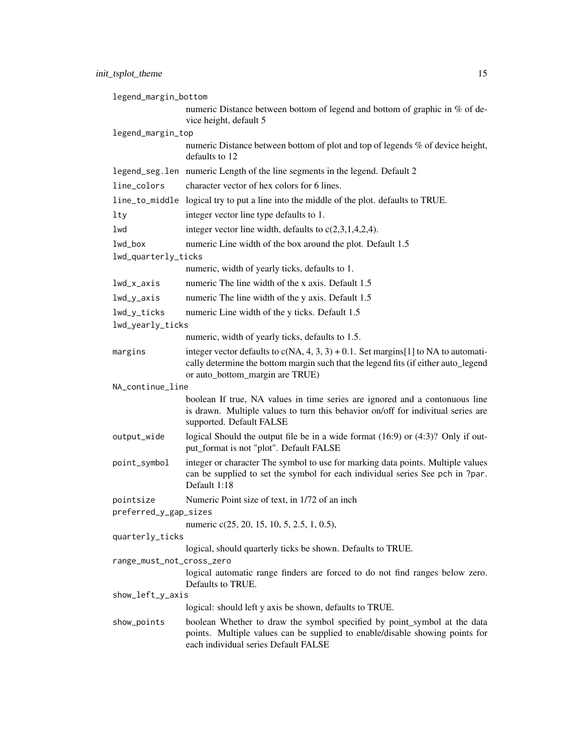`legend_margin_bottom`
: numeric Distance between bottom of legend and bottom of graphic in % of device height, default 5

`legend_margin_top`
: numeric Distance between bottom of plot and top of legends % of device height, defaults to 12

`legend_seg.len`
: numeric Length of the line segments in the legend. Default 2

`line_colors`
: character vector of hex colors for 6 lines.

`line_to_middle`
: logical try to put a line into the middle of the plot. defaults to TRUE.

`lty`
: integer vector line type defaults to 1.

`lwd`
: integer vector line width, defaults to c(2,3,1,4,2,4).

`lwd_box`
: numeric Line width of the box around the plot. Default 1.5

`lwd_quarterly_ticks`
: numeric, width of yearly ticks, defaults to 1.

`lwd_x_axis`
: numeric The line width of the x axis. Default 1.5

`lwd_y_axis`
: numeric The line width of the y axis. Default 1.5

`lwd_y_ticks`
: numeric Line width of the y ticks. Default 1.5

`lwd_yearly_ticks`
: numeric, width of yearly ticks, defaults to 1.5.

`margins`
: integer vector defaults to c(NA, 4, 3, 3) + 0.1. Set margins[1] to NA to automatically determine the bottom margin such that the legend fits (if either auto_legend or auto_bottom_margin are TRUE)

`NA_continue_line`
: boolean If true, NA values in time series are ignored and a contonuous line is drawn. Multiple values to turn this behavior on/off for indivitual series are supported. Default FALSE

`output_wide`
: logical Should the output file be in a wide format (16:9) or (4:3)? Only if output_format is not "plot". Default FALSE

`point_symbol`
: integer or character The symbol to use for marking data points. Multiple values can be supplied to set the symbol for each individual series See `pch` in `?par`. Default 1:18

`pointsize`
: Numeric Point size of text, in 1/72 of an inch

`preferred_y_gap_sizes`
: numeric c(25, 20, 15, 10, 5, 2.5, 1, 0.5),

`quarterly_ticks`
: logical, should quarterly ticks be shown. Defaults to TRUE.

`range_must_not_cross_zero`
: logical automatic range finders are forced to do not find ranges below zero. Defaults to TRUE.

`show_left_y_axis`
: logical: should left y axis be shown, defaults to TRUE.

`show_points`
: boolean Whether to draw the symbol specified by point_symbol at the data points. Multiple values can be supplied to enable/disable showing points for each individual series Default FALSE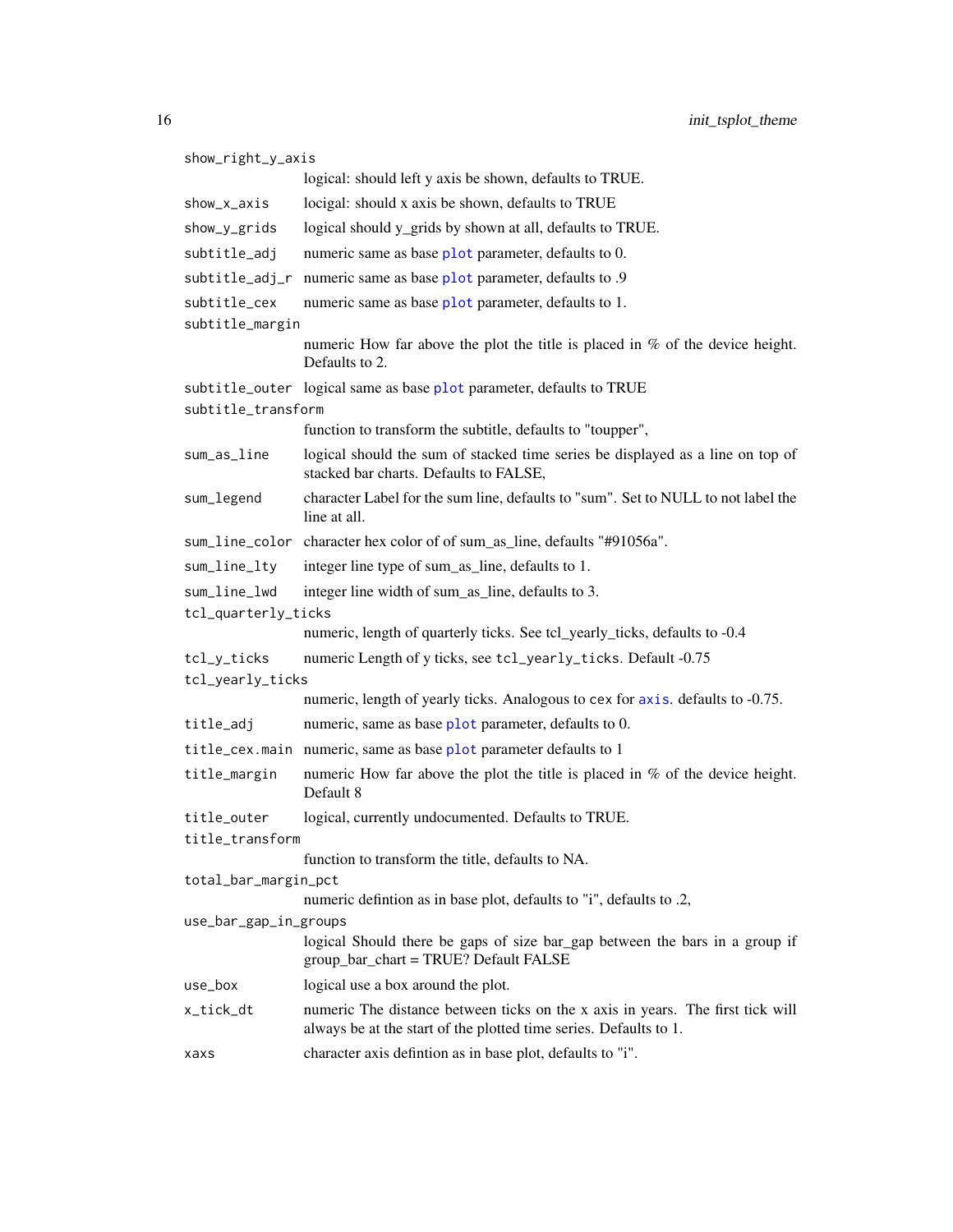`show_right_y_axis`
: logical: should left y axis be shown, defaults to TRUE.

`show_x_axis`
: locigal: should x axis be shown, defaults to TRUE

`show_y_grids`
: logical should y_grids by shown at all, defaults to TRUE.

`subtitle_adj`
: numeric same as base `plot` parameter, defaults to 0.

`subtitle_adj_r`
: numeric same as base `plot` parameter, defaults to .9

`subtitle_cex`
: numeric same as base `plot` parameter, defaults to 1.

`subtitle_margin`
: numeric How far above the plot the title is placed in % of the device height. Defaults to 2.

`subtitle_outer`
: logical same as base `plot` parameter, defaults to TRUE

`subtitle_transform`
: function to transform the subtitle, defaults to "toupper",

`sum_as_line`
: logical should the sum of stacked time series be displayed as a line on top of stacked bar charts. Defaults to FALSE,

`sum_legend`
: character Label for the sum line, defaults to "sum". Set to NULL to not label the line at all.

`sum_line_color`
: character hex color of of sum_as_line, defaults "#91056a".

`sum_line_lty`
: integer line type of sum_as_line, defaults to 1.

`sum_line_lwd`
: integer line width of sum_as_line, defaults to 3.

`tcl_quarterly_ticks`
: numeric, length of quarterly ticks. See tcl_yearly_ticks, defaults to -0.4

`tcl_y_ticks`
: numeric Length of y ticks, see `tcl_yearly_ticks`. Default -0.75

`tcl_yearly_ticks`
: numeric, length of yearly ticks. Analogous to `cex` for `axis`. defaults to -0.75.

`title_adj`
: numeric, same as base `plot` parameter, defaults to 0.

`title_cex.main`
: numeric, same as base `plot` parameter defaults to 1

`title_margin`
: numeric How far above the plot the title is placed in % of the device height. Default 8

`title_outer`
: logical, currently undocumented. Defaults to TRUE.

`title_transform`
: function to transform the title, defaults to NA.

`total_bar_margin_pct`
: numeric defintion as in base plot, defaults to "i", defaults to .2,

`use_bar_gap_in_groups`
: logical Should there be gaps of size bar_gap between the bars in a group if group_bar_chart = TRUE? Default FALSE

`use_box`
: logical use a box around the plot.

`x_tick_dt`
: numeric The distance between ticks on the x axis in years. The first tick will always be at the start of the plotted time series. Defaults to 1.

`xaxs`
: character axis defintion as in base plot, defaults to "i".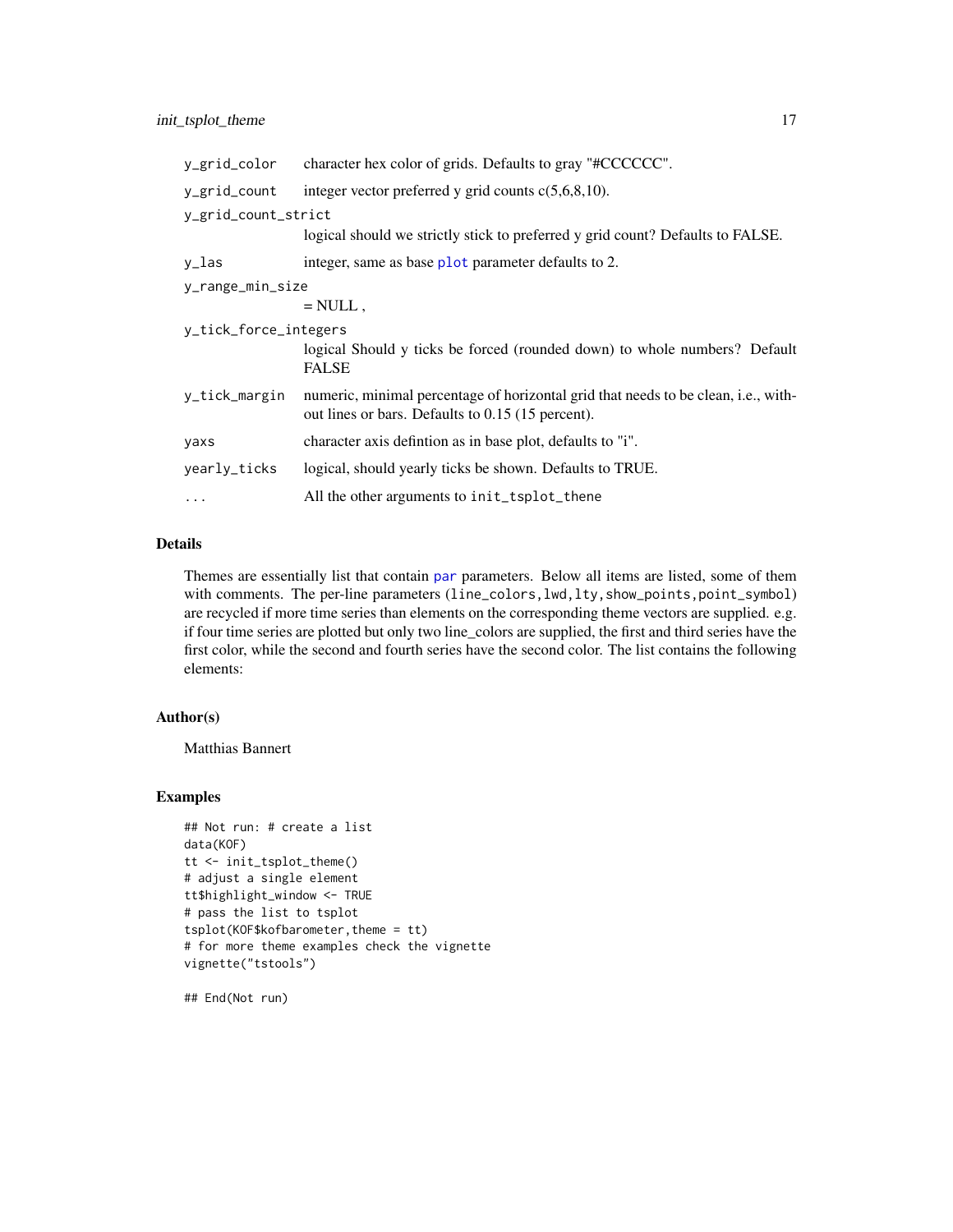| | |
|---|---|
| `y_grid_color` | character hex color of grids. Defaults to gray "#CCCCCC". |
| `y_grid_count` | integer vector preferred y grid counts c(5,6,8,10). |
| `y_grid_count_strict` | logical should we strictly stick to preferred y grid count? Defaults to FALSE. |
| `y_las` | integer, same as base `plot` parameter defaults to 2. |
| `y_range_min_size` | = NULL , |
| `y_tick_force_integers` | logical Should y ticks be forced (rounded down) to whole numbers? Default FALSE |
| `y_tick_margin` | numeric, minimal percentage of horizontal grid that needs to be clean, i.e., without lines or bars. Defaults to 0.15 (15 percent). |
| `yaxs` | character axis defintion as in base plot, defaults to "i". |
| `yearly_ticks` | logical, should yearly ticks be shown. Defaults to TRUE. |
| `...` | All the other arguments to `init_tsplot_thene` |

## Details

Themes are essentially list that contain `par` parameters. Below all items are listed, some of them with comments. The per-line parameters (`line_colors,lwd,lty,show_points,point_symbol`) are recycled if more time series than elements on the corresponding theme vectors are supplied. e.g. if four time series are plotted but only two line_colors are supplied, the first and third series have the first color, while the second and fourth series have the second color. The list contains the following elements:

## Author(s)

Matthias Bannert

## Examples

```
## Not run: # create a list
data(KOF)
tt <- init_tsplot_theme()
# adjust a single element
tt$highlight_window <- TRUE
# pass the list to tsplot
tsplot(KOF$kofbarometer,theme = tt)
# for more theme examples check the vignette
vignette("tstools")

## End(Not run)
```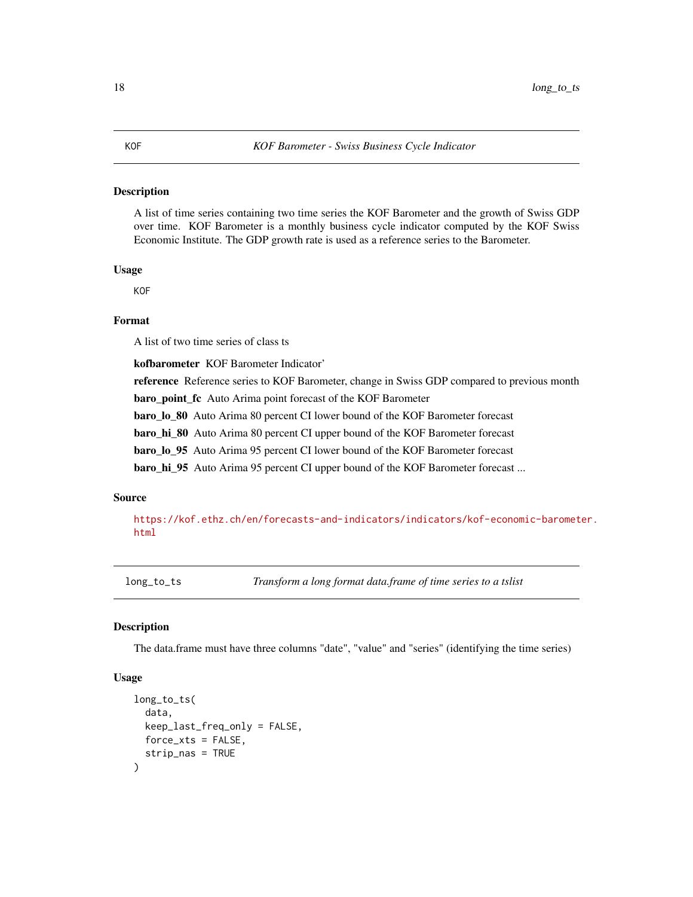## KOF — *KOF Barometer - Swiss Business Cycle Indicator*

### Description

A list of time series containing two time series the KOF Barometer and the growth of Swiss GDP over time. KOF Barometer is a monthly business cycle indicator computed by the KOF Swiss Economic Institute. The GDP growth rate is used as a reference series to the Barometer.

### Usage

```
KOF
```

### Format

A list of two time series of class ts

**kofbarometer** KOF Barometer Indicator'

**reference** Reference series to KOF Barometer, change in Swiss GDP compared to previous month

**baro_point_fc** Auto Arima point forecast of the KOF Barometer

**baro_lo_80** Auto Arima 80 percent CI lower bound of the KOF Barometer forecast

**baro_hi_80** Auto Arima 80 percent CI upper bound of the KOF Barometer forecast

**baro_lo_95** Auto Arima 95 percent CI lower bound of the KOF Barometer forecast

**baro_hi_95** Auto Arima 95 percent CI upper bound of the KOF Barometer forecast ...

### Source

https://kof.ethz.ch/en/forecasts-and-indicators/indicators/kof-economic-barometer.html

## long_to_ts — *Transform a long format data.frame of time series to a tslist*

### Description

The data.frame must have three columns "date", "value" and "series" (identifying the time series)

### Usage

```
long_to_ts(
  data,
  keep_last_freq_only = FALSE,
  force_xts = FALSE,
  strip_nas = TRUE
)
```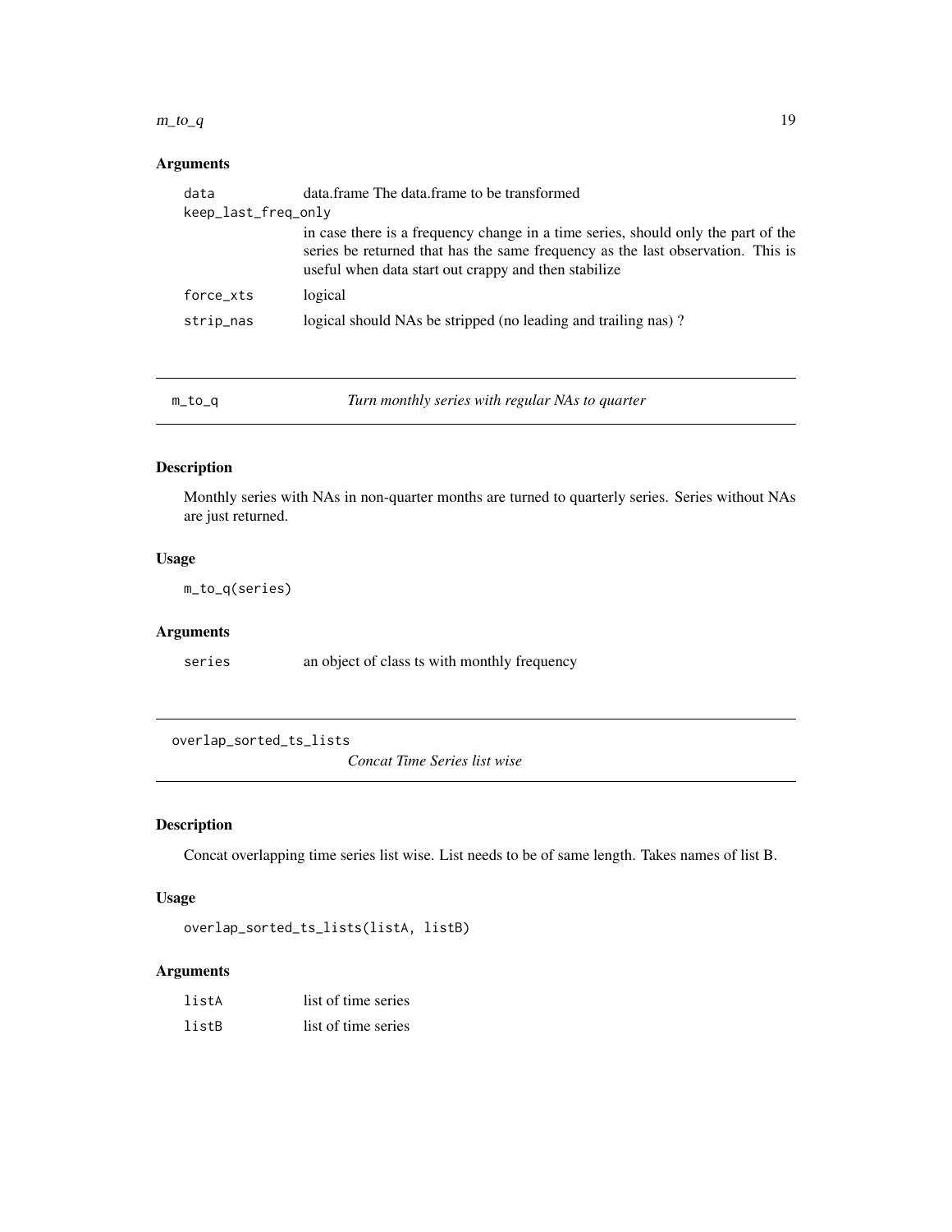### Arguments

| | |
|---|---|
| data | data.frame The data.frame to be transformed |
| keep_last_freq_only | in case there is a frequency change in a time series, should only the part of the series be returned that has the same frequency as the last observation. This is useful when data start out crappy and then stabilize |
| force_xts | logical |
| strip_nas | logical should NAs be stripped (no leading and trailing nas) ? |

---

## m_to_q — *Turn monthly series with regular NAs to quarter*

### Description

Monthly series with NAs in non-quarter months are turned to quarterly series. Series without NAs are just returned.

### Usage

```
m_to_q(series)
```

### Arguments

| | |
|---|---|
| series | an object of class ts with monthly frequency |

---

## overlap_sorted_ts_lists — *Concat Time Series list wise*

### Description

Concat overlapping time series list wise. List needs to be of same length. Takes names of list B.

### Usage

```
overlap_sorted_ts_lists(listA, listB)
```

### Arguments

| | |
|---|---|
| listA | list of time series |
| listB | list of time series |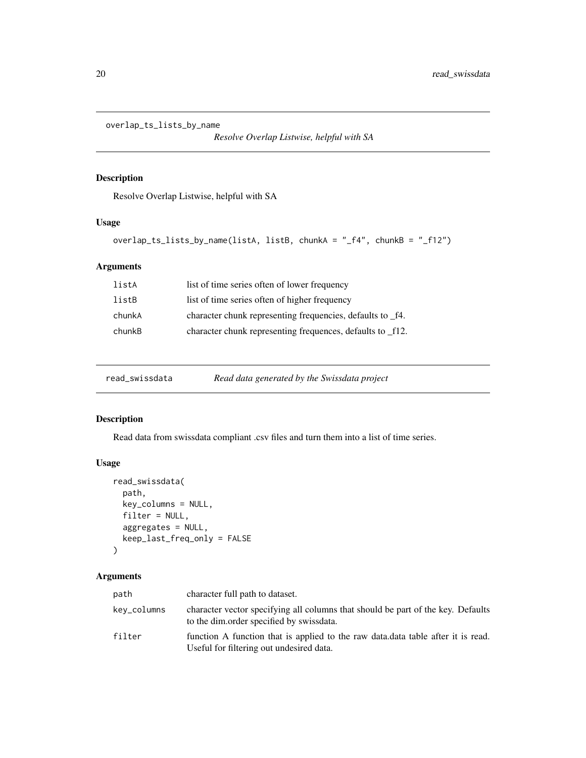## overlap_ts_lists_by_name — *Resolve Overlap Listwise, helpful with SA*

### Description

Resolve Overlap Listwise, helpful with SA

### Usage

```
overlap_ts_lists_by_name(listA, listB, chunkA = "_f4", chunkB = "_f12")
```

### Arguments

| | |
|---|---|
| listA | list of time series often of lower frequency |
| listB | list of time series often of higher frequency |
| chunkA | character chunk representing frequencies, defaults to _f4. |
| chunkB | character chunk representing frequences, defaults to _f12. |

## read_swissdata — *Read data generated by the Swissdata project*

### Description

Read data from swissdata compliant .csv files and turn them into a list of time series.

### Usage

```
read_swissdata(
  path,
  key_columns = NULL,
  filter = NULL,
  aggregates = NULL,
  keep_last_freq_only = FALSE
)
```

### Arguments

| | |
|---|---|
| path | character full path to dataset. |
| key_columns | character vector specifying all columns that should be part of the key. Defaults to the dim.order specified by swissdata. |
| filter | function A function that is applied to the raw data.data table after it is read. Useful for filtering out undesired data. |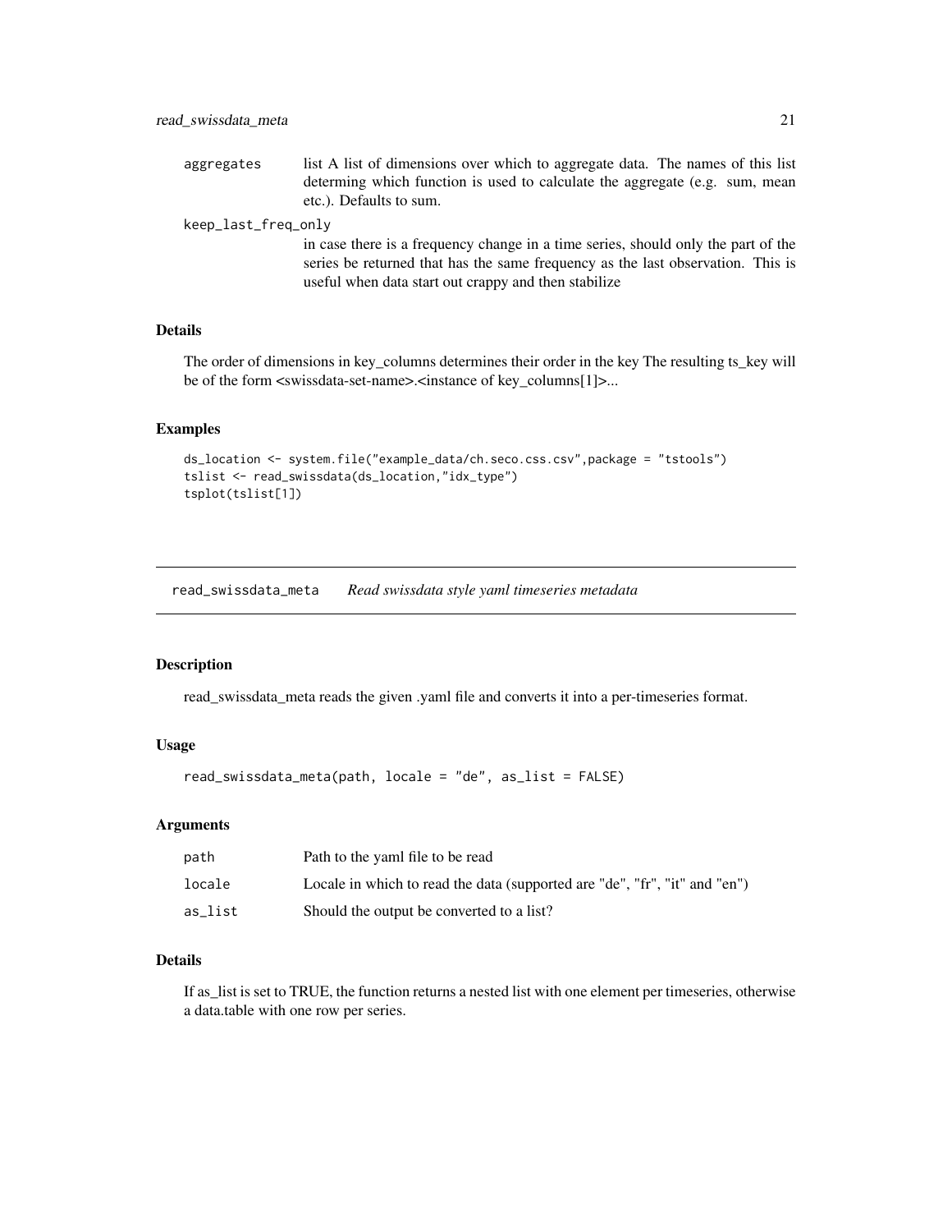| | |
|---|---|
| aggregates | list A list of dimensions over which to aggregate data. The names of this list determing which function is used to calculate the aggregate (e.g. sum, mean etc.). Defaults to sum. |
| keep_last_freq_only | in case there is a frequency change in a time series, should only the part of the series be returned that has the same frequency as the last observation. This is useful when data start out crappy and then stabilize |

### Details

The order of dimensions in key_columns determines their order in the key The resulting ts_key will be of the form <swissdata-set-name>.<instance of key_columns[1]>...

### Examples

```
ds_location <- system.file("example_data/ch.seco.css.csv",package = "tstools")
tslist <- read_swissdata(ds_location,"idx_type")
tsplot(tslist[1])
```

---

## read_swissdata_meta *Read swissdata style yaml timeseries metadata*

### Description

read_swissdata_meta reads the given .yaml file and converts it into a per-timeseries format.

### Usage

```
read_swissdata_meta(path, locale = "de", as_list = FALSE)
```

### Arguments

| | |
|---|---|
| path | Path to the yaml file to be read |
| locale | Locale in which to read the data (supported are "de", "fr", "it" and "en") |
| as_list | Should the output be converted to a list? |

### Details

If as_list is set to TRUE, the function returns a nested list with one element per timeseries, otherwise a data.table with one row per series.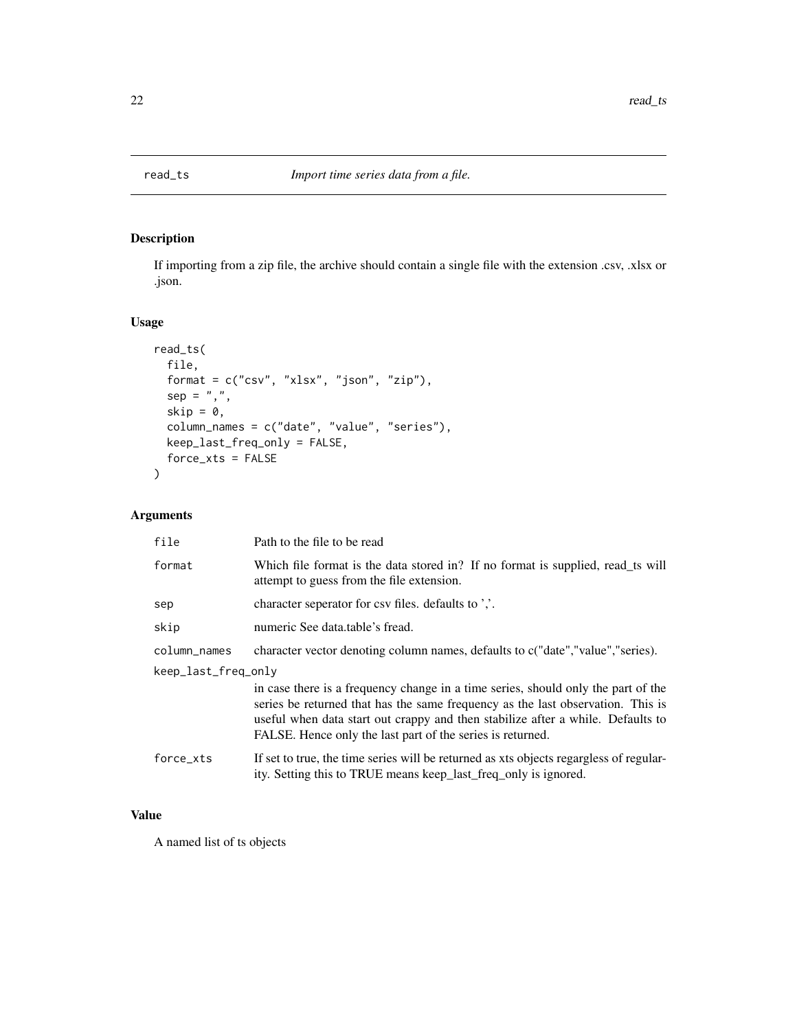# read_ts — *Import time series data from a file.*

## Description

If importing from a zip file, the archive should contain a single file with the extension .csv, .xlsx or .json.

## Usage

```
read_ts(
  file,
  format = c("csv", "xlsx", "json", "zip"),
  sep = ",",
  skip = 0,
  column_names = c("date", "value", "series"),
  keep_last_freq_only = FALSE,
  force_xts = FALSE
)
```

## Arguments

| Argument | Description |
|---|---|
| `file` | Path to the file to be read |
| `format` | Which file format is the data stored in? If no format is supplied, read_ts will attempt to guess from the file extension. |
| `sep` | character seperator for csv files. defaults to ','. |
| `skip` | numeric See data.table's fread. |
| `column_names` | character vector denoting column names, defaults to c("date","value","series). |
| `keep_last_freq_only` | in case there is a frequency change in a time series, should only the part of the series be returned that has the same frequency as the last observation. This is useful when data start out crappy and then stabilize after a while. Defaults to FALSE. Hence only the last part of the series is returned. |
| `force_xts` | If set to true, the time series will be returned as xts objects regargless of regularity. Setting this to TRUE means keep_last_freq_only is ignored. |

## Value

A named list of ts objects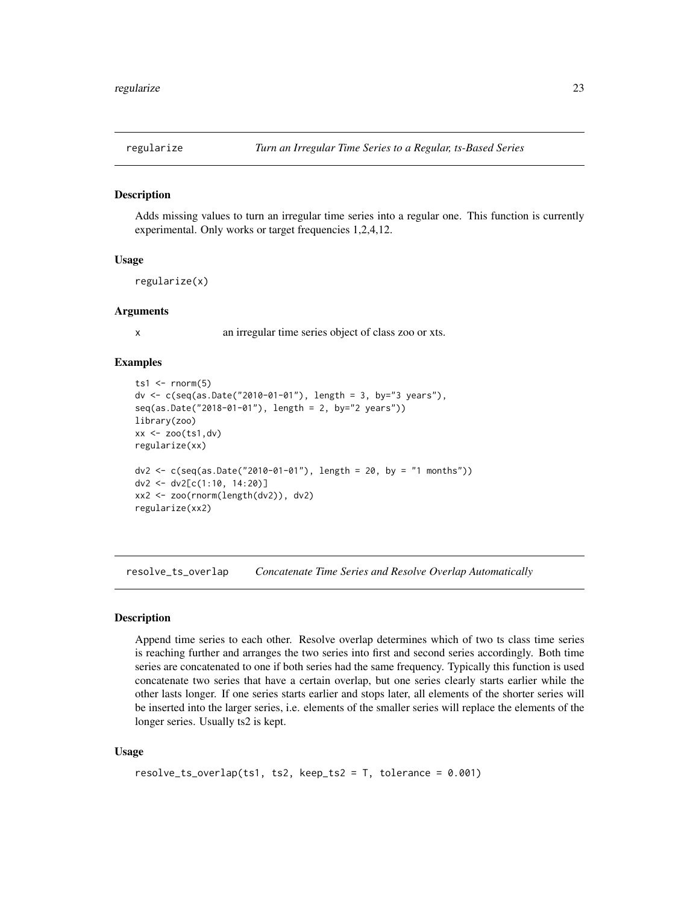## regularize — *Turn an Irregular Time Series to a Regular, ts-Based Series*

### Description

Adds missing values to turn an irregular time series into a regular one. This function is currently experimental. Only works or target frequencies 1,2,4,12.

### Usage

```
regularize(x)
```

### Arguments

| | |
|---|---|
| x | an irregular time series object of class zoo or xts. |

### Examples

```
ts1 <- rnorm(5)
dv <- c(seq(as.Date("2010-01-01"), length = 3, by="3 years"),
seq(as.Date("2018-01-01"), length = 2, by="2 years"))
library(zoo)
xx <- zoo(ts1,dv)
regularize(xx)

dv2 <- c(seq(as.Date("2010-01-01"), length = 20, by = "1 months"))
dv2 <- dv2[c(1:10, 14:20)]
xx2 <- zoo(rnorm(length(dv2)), dv2)
regularize(xx2)
```

## resolve_ts_overlap — *Concatenate Time Series and Resolve Overlap Automatically*

### Description

Append time series to each other. Resolve overlap determines which of two ts class time series is reaching further and arranges the two series into first and second series accordingly. Both time series are concatenated to one if both series had the same frequency. Typically this function is used concatenate two series that have a certain overlap, but one series clearly starts earlier while the other lasts longer. If one series starts earlier and stops later, all elements of the shorter series will be inserted into the larger series, i.e. elements of the smaller series will replace the elements of the longer series. Usually ts2 is kept.

### Usage

```
resolve_ts_overlap(ts1, ts2, keep_ts2 = T, tolerance = 0.001)
```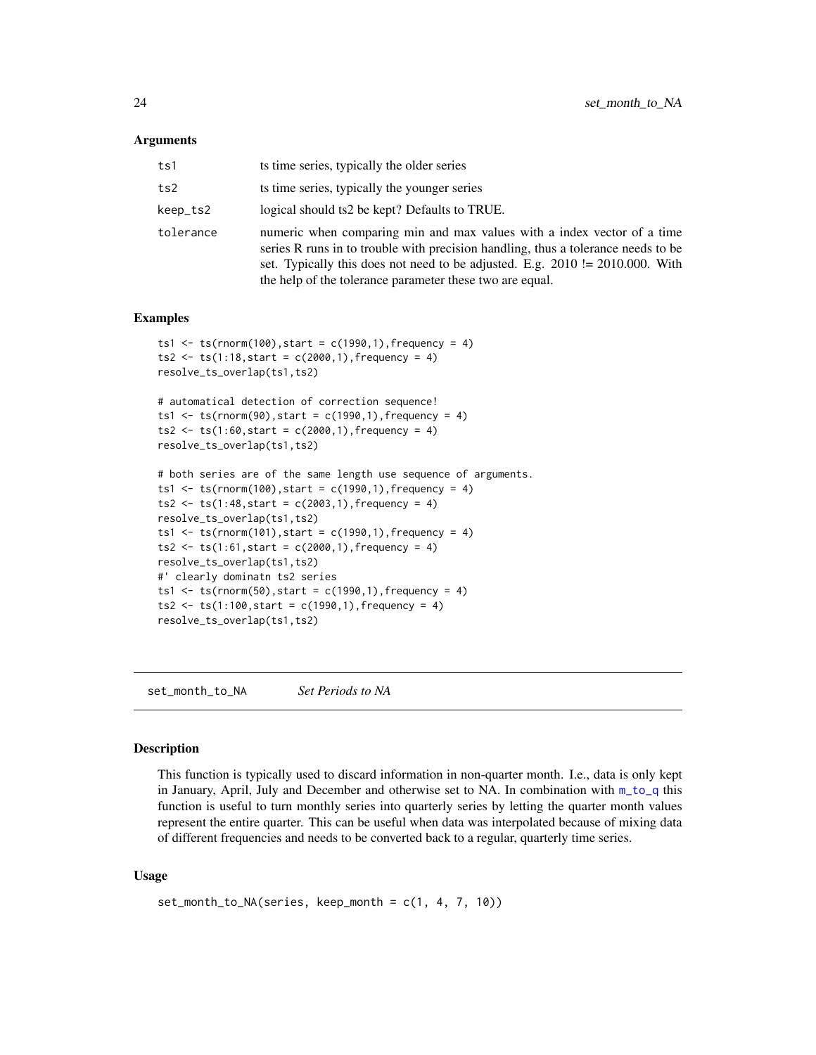### Arguments

| | |
|---|---|
| ts1 | ts time series, typically the older series |
| ts2 | ts time series, typically the younger series |
| keep_ts2 | logical should ts2 be kept? Defaults to TRUE. |
| tolerance | numeric when comparing min and max values with a index vector of a time series R runs in to trouble with precision handling, thus a tolerance needs to be set. Typically this does not need to be adjusted. E.g. 2010 != 2010.000. With the help of the tolerance parameter these two are equal. |

### Examples

```
ts1 <- ts(rnorm(100),start = c(1990,1),frequency = 4)
ts2 <- ts(1:18,start = c(2000,1),frequency = 4)
resolve_ts_overlap(ts1,ts2)

# automatical detection of correction sequence!
ts1 <- ts(rnorm(90),start = c(1990,1),frequency = 4)
ts2 <- ts(1:60,start = c(2000,1),frequency = 4)
resolve_ts_overlap(ts1,ts2)

# both series are of the same length use sequence of arguments.
ts1 <- ts(rnorm(100),start = c(1990,1),frequency = 4)
ts2 <- ts(1:48,start = c(2003,1),frequency = 4)
resolve_ts_overlap(ts1,ts2)
ts1 <- ts(rnorm(101),start = c(1990,1),frequency = 4)
ts2 <- ts(1:61,start = c(2000,1),frequency = 4)
resolve_ts_overlap(ts1,ts2)
#' clearly dominatn ts2 series
ts1 <- ts(rnorm(50),start = c(1990,1),frequency = 4)
ts2 <- ts(1:100,start = c(1990,1),frequency = 4)
resolve_ts_overlap(ts1,ts2)
```

---

## set_month_to_NA *Set Periods to NA*

### Description

This function is typically used to discard information in non-quarter month. I.e., data is only kept in January, April, July and December and otherwise set to NA. In combination with m_to_q this function is useful to turn monthly series into quarterly series by letting the quarter month values represent the entire quarter. This can be useful when data was interpolated because of mixing data of different frequencies and needs to be converted back to a regular, quarterly time series.

### Usage

```
set_month_to_NA(series, keep_month = c(1, 4, 7, 10))
```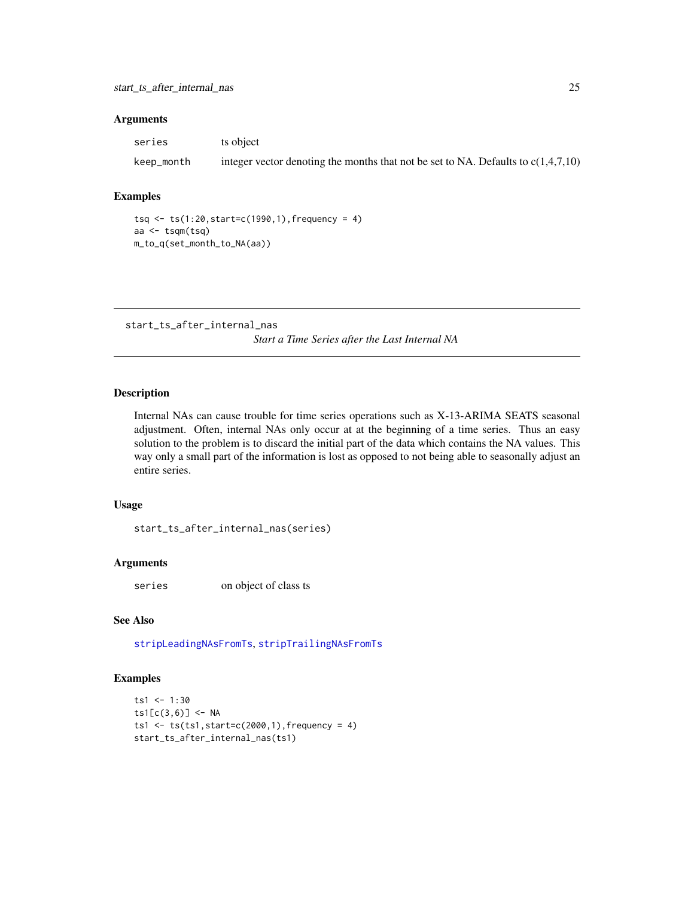### Arguments

| | |
|---|---|
| series | ts object |
| keep_month | integer vector denoting the months that not be set to NA. Defaults to c(1,4,7,10) |

### Examples

```
tsq <- ts(1:20,start=c(1990,1),frequency = 4)
aa <- tsqm(tsq)
m_to_q(set_month_to_NA(aa))
```

---

## start_ts_after_internal_nas

*Start a Time Series after the Last Internal NA*

---

### Description

Internal NAs can cause trouble for time series operations such as X-13-ARIMA SEATS seasonal adjustment. Often, internal NAs only occur at at the beginning of a time series. Thus an easy solution to the problem is to discard the initial part of the data which contains the NA values. This way only a small part of the information is lost as opposed to not being able to seasonally adjust an entire series.

### Usage

```
start_ts_after_internal_nas(series)
```

### Arguments

| | |
|---|---|
| series | on object of class ts |

### See Also

stripLeadingNAsFromTs, stripTrailingNAsFromTs

### Examples

```
ts1 <- 1:30
ts1[c(3,6)] <- NA
ts1 <- ts(ts1,start=c(2000,1),frequency = 4)
start_ts_after_internal_nas(ts1)
```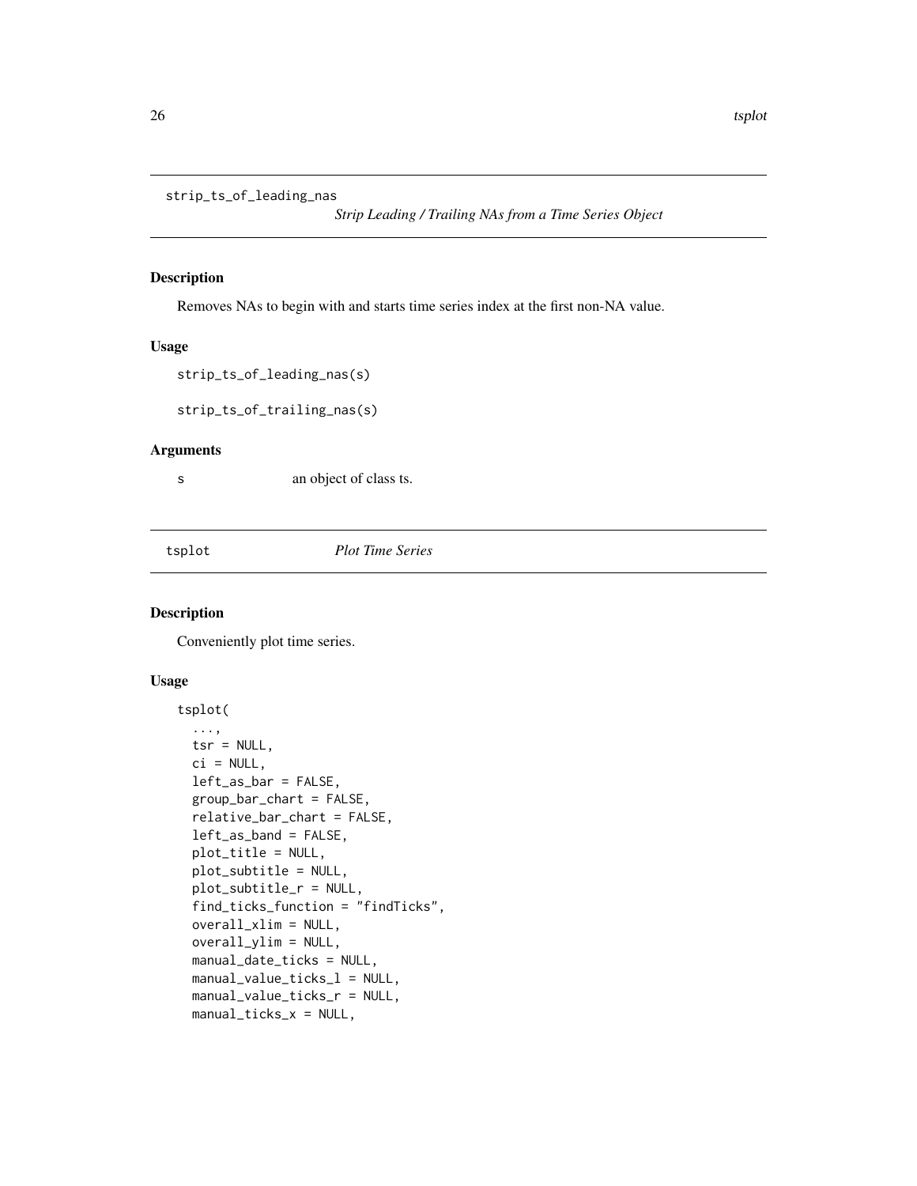## strip_ts_of_leading_nas

*Strip Leading / Trailing NAs from a Time Series Object*

### Description

Removes NAs to begin with and starts time series index at the first non-NA value.

### Usage

```
strip_ts_of_leading_nas(s)

strip_ts_of_trailing_nas(s)
```

### Arguments

| | |
|---|---|
| s | an object of class ts. |

## tsplot

*Plot Time Series*

### Description

Conveniently plot time series.

### Usage

```
tsplot(
  ...,
  tsr = NULL,
  ci = NULL,
  left_as_bar = FALSE,
  group_bar_chart = FALSE,
  relative_bar_chart = FALSE,
  left_as_band = FALSE,
  plot_title = NULL,
  plot_subtitle = NULL,
  plot_subtitle_r = NULL,
  find_ticks_function = "findTicks",
  overall_xlim = NULL,
  overall_ylim = NULL,
  manual_date_ticks = NULL,
  manual_value_ticks_l = NULL,
  manual_value_ticks_r = NULL,
  manual_ticks_x = NULL,
```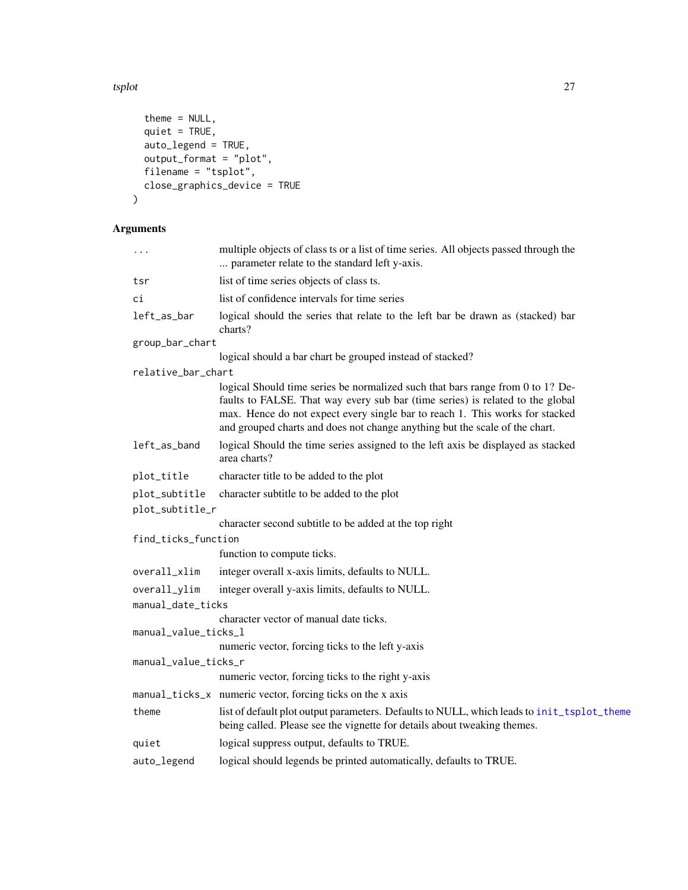```
  theme = NULL,
  quiet = TRUE,
  auto_legend = TRUE,
  output_format = "plot",
  filename = "tsplot",
  close_graphics_device = TRUE
)
```

## Arguments

| | |
|---|---|
| `...` | multiple objects of class ts or a list of time series. All objects passed through the ... parameter relate to the standard left y-axis. |
| `tsr` | list of time series objects of class ts. |
| `ci` | list of confidence intervals for time series |
| `left_as_bar` | logical should the series that relate to the left bar be drawn as (stacked) bar charts? |
| `group_bar_chart` | logical should a bar chart be grouped instead of stacked? |
| `relative_bar_chart` | logical Should time series be normalized such that bars range from 0 to 1? Defaults to FALSE. That way every sub bar (time series) is related to the global max. Hence do not expect every single bar to reach 1. This works for stacked and grouped charts and does not change anything but the scale of the chart. |
| `left_as_band` | logical Should the time series assigned to the left axis be displayed as stacked area charts? |
| `plot_title` | character title to be added to the plot |
| `plot_subtitle` | character subtitle to be added to the plot |
| `plot_subtitle_r` | character second subtitle to be added at the top right |
| `find_ticks_function` | function to compute ticks. |
| `overall_xlim` | integer overall x-axis limits, defaults to NULL. |
| `overall_ylim` | integer overall y-axis limits, defaults to NULL. |
| `manual_date_ticks` | character vector of manual date ticks. |
| `manual_value_ticks_l` | numeric vector, forcing ticks to the left y-axis |
| `manual_value_ticks_r` | numeric vector, forcing ticks to the right y-axis |
| `manual_ticks_x` | numeric vector, forcing ticks on the x axis |
| `theme` | list of default plot output parameters. Defaults to NULL, which leads to init_tsplot_theme being called. Please see the vignette for details about tweaking themes. |
| `quiet` | logical suppress output, defaults to TRUE. |
| `auto_legend` | logical should legends be printed automatically, defaults to TRUE. |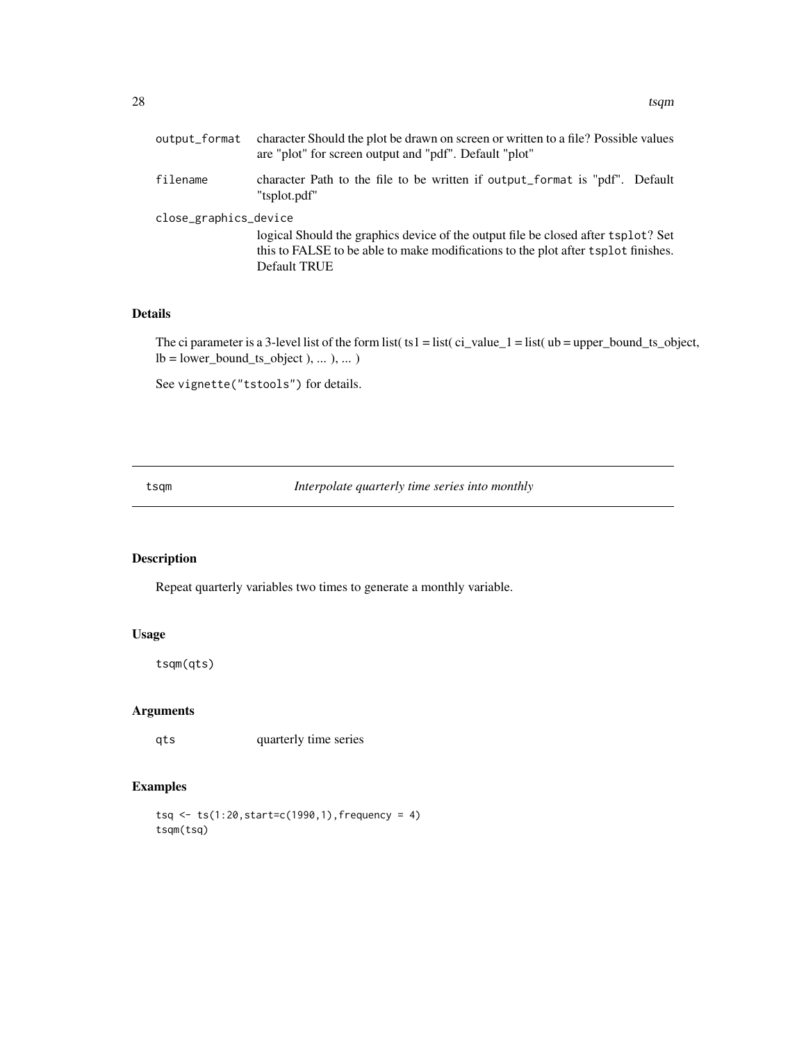| | |
|---|---|
| output_format | character Should the plot be drawn on screen or written to a file? Possible values are "plot" for screen output and "pdf". Default "plot" |
| filename | character Path to the file to be written if output_format is "pdf". Default "tsplot.pdf" |
| close_graphics_device | logical Should the graphics device of the output file be closed after tsplot? Set this to FALSE to be able to make modifications to the plot after tsplot finishes. Default TRUE |

## Details

The ci parameter is a 3-level list of the form list( ts1 = list( ci_value_1 = list( ub = upper_bound_ts_object, lb = lower_bound_ts_object ), ... ), ... )

See vignette("tstools") for details.

---

# tsqm — *Interpolate quarterly time series into monthly*

## Description

Repeat quarterly variables two times to generate a monthly variable.

## Usage

```
tsqm(qts)
```

## Arguments

| | |
|---|---|
| qts | quarterly time series |

## Examples

```
tsq <- ts(1:20,start=c(1990,1),frequency = 4)
tsqm(tsq)
```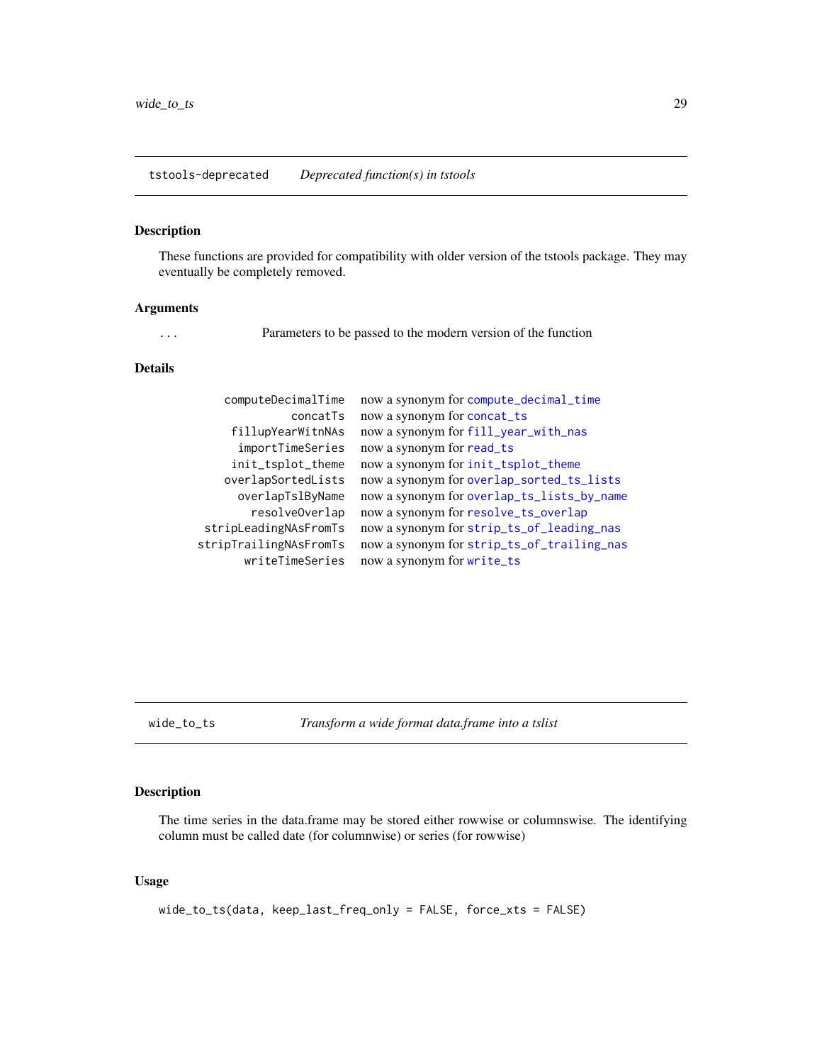## tstools-deprecated — *Deprecated function(s) in tstools*

### Description

These functions are provided for compatibility with older version of the tstools package. They may eventually be completely removed.

### Arguments

| | |
|---|---|
| ... | Parameters to be passed to the modern version of the function |

### Details

| | |
|---|---|
| computeDecimalTime | now a synonym for compute_decimal_time |
| concatTs | now a synonym for concat_ts |
| fillupYearWitnNAs | now a synonym for fill_year_with_nas |
| importTimeSeries | now a synonym for read_ts |
| init_tsplot_theme | now a synonym for init_tsplot_theme |
| overlapSortedLists | now a synonym for overlap_sorted_ts_lists |
| overlapTslByName | now a synonym for overlap_ts_lists_by_name |
| resolveOverlap | now a synonym for resolve_ts_overlap |
| stripLeadingNAsFromTs | now a synonym for strip_ts_of_leading_nas |
| stripTrailingNAsFromTs | now a synonym for strip_ts_of_trailing_nas |
| writeTimeSeries | now a synonym for write_ts |

## wide_to_ts — *Transform a wide format data.frame into a tslist*

### Description

The time series in the data.frame may be stored either rowwise or columnswise. The identifying column must be called date (for columnwise) or series (for rowwise)

### Usage

```
wide_to_ts(data, keep_last_freq_only = FALSE, force_xts = FALSE)
```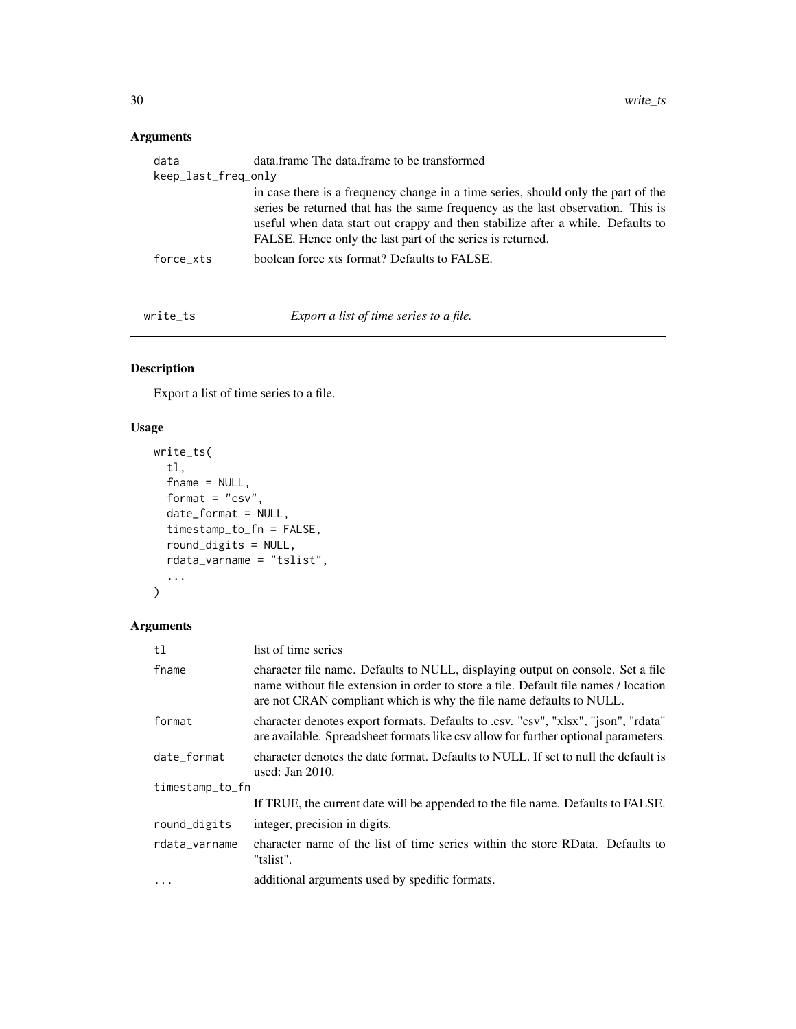## Arguments

| | |
|---|---|
| data | data.frame The data.frame to be transformed |
| keep_last_freq_only | in case there is a frequency change in a time series, should only the part of the series be returned that has the same frequency as the last observation. This is useful when data start out crappy and then stabilize after a while. Defaults to FALSE. Hence only the last part of the series is returned. |
| force_xts | boolean force xts format? Defaults to FALSE. |

---

## write_ts — *Export a list of time series to a file.*

### Description

Export a list of time series to a file.

### Usage

```
write_ts(
  tl,
  fname = NULL,
  format = "csv",
  date_format = NULL,
  timestamp_to_fn = FALSE,
  round_digits = NULL,
  rdata_varname = "tslist",
  ...
)
```

### Arguments

| | |
|---|---|
| tl | list of time series |
| fname | character file name. Defaults to NULL, displaying output on console. Set a file name without file extension in order to store a file. Default file names / location are not CRAN compliant which is why the file name defaults to NULL. |
| format | character denotes export formats. Defaults to .csv. "csv", "xlsx", "json", "rdata" are available. Spreadsheet formats like csv allow for further optional parameters. |
| date_format | character denotes the date format. Defaults to NULL. If set to null the default is used: Jan 2010. |
| timestamp_to_fn | If TRUE, the current date will be appended to the file name. Defaults to FALSE. |
| round_digits | integer, precision in digits. |
| rdata_varname | character name of the list of time series within the store RData. Defaults to "tslist". |
| ... | additional arguments used by spedific formats. |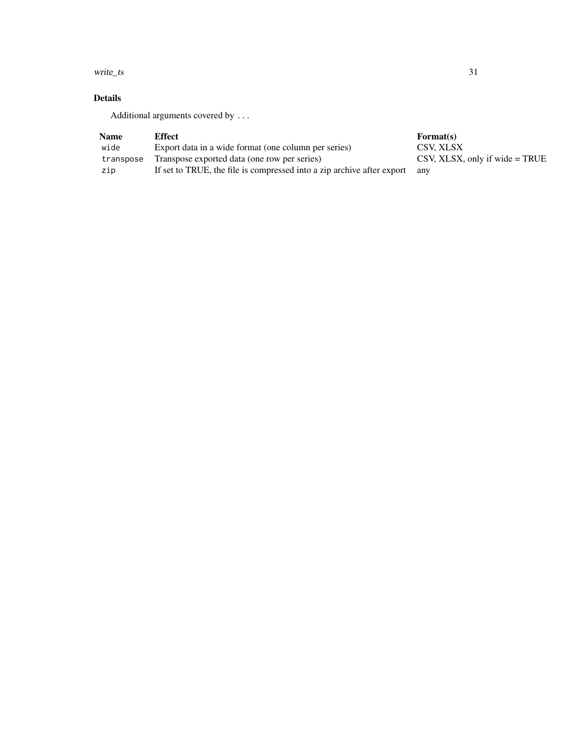## Details

Additional arguments covered by ...

| Name | Effect | Format(s) |
|---|---|---|
| `wide` | Export data in a wide format (one column per series) | CSV, XLSX |
| `transpose` | Transpose exported data (one row per series) | CSV, XLSX, only if wide = TRUE |
| `zip` | If set to TRUE, the file is compressed into a zip archive after export | any |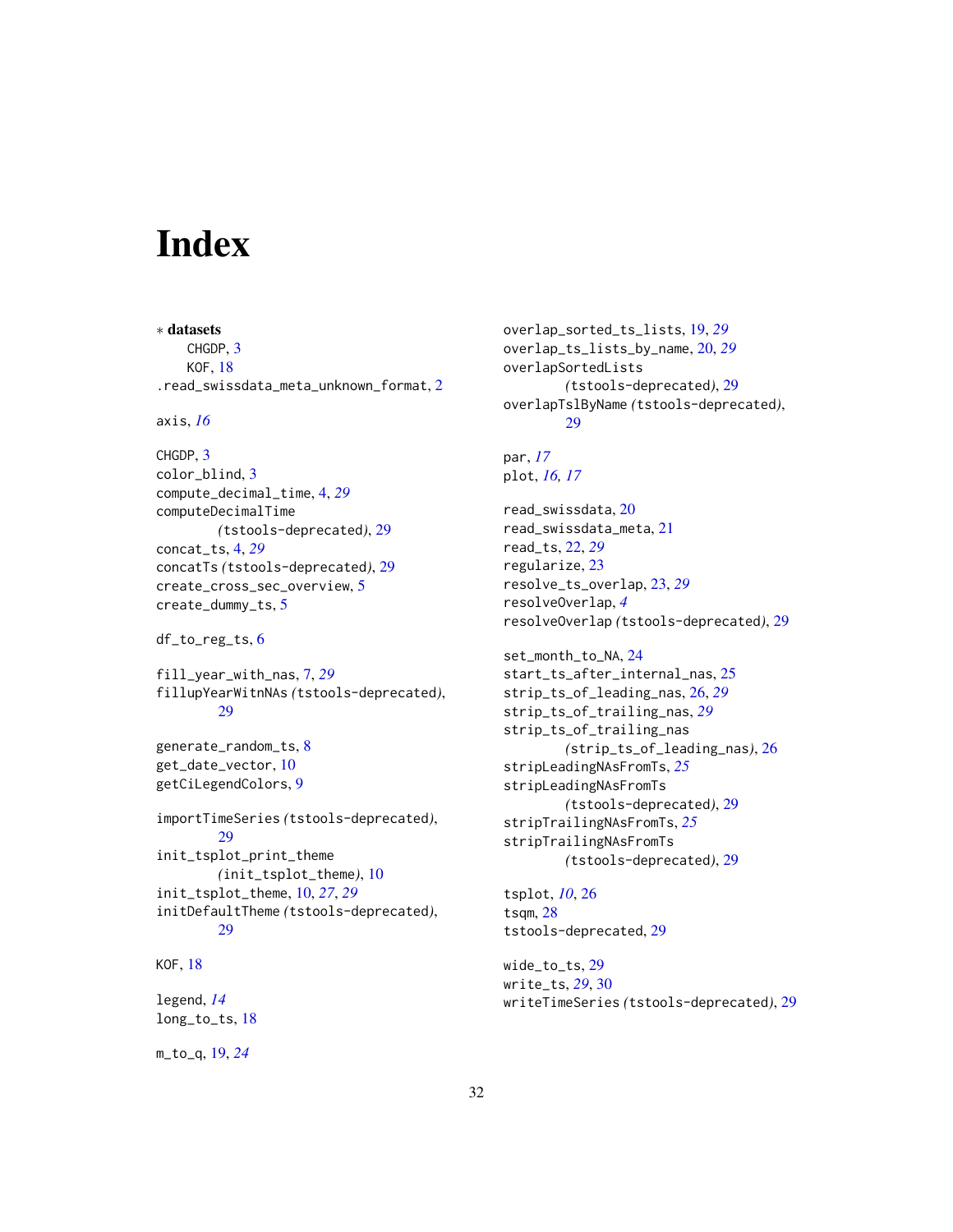# Index

∗ **datasets**
  CHGDP, 3
  KOF, 18
.read_swissdata_meta_unknown_format, 2

axis, *16*

CHGDP, 3
color_blind, 3
compute_decimal_time, 4, *29*
computeDecimalTime
  *(*tstools-deprecated*)*, 29
concat_ts, 4, *29*
concatTs *(*tstools-deprecated*)*, 29
create_cross_sec_overview, 5
create_dummy_ts, 5

df_to_reg_ts, 6

fill_year_with_nas, 7, *29*
fillupYearWitnNAs *(*tstools-deprecated*)*,
  29

generate_random_ts, 8
get_date_vector, 10
getCiLegendColors, 9

importTimeSeries *(*tstools-deprecated*)*,
  29
init_tsplot_print_theme
  *(*init_tsplot_theme*)*, 10
init_tsplot_theme, 10, *27*, *29*
initDefaultTheme *(*tstools-deprecated*)*,
  29

KOF, 18

legend, *14*
long_to_ts, 18

m_to_q, 19, *24*

overlap_sorted_ts_lists, 19, *29*
overlap_ts_lists_by_name, 20, *29*
overlapSortedLists
  *(*tstools-deprecated*)*, 29
overlapTslByName *(*tstools-deprecated*)*,
  29

par, *17*
plot, *16*, *17*

read_swissdata, 20
read_swissdata_meta, 21
read_ts, 22, *29*
regularize, 23
resolve_ts_overlap, 23, *29*
resolveOverlap, *4*
resolveOverlap *(*tstools-deprecated*)*, 29

set_month_to_NA, 24
start_ts_after_internal_nas, 25
strip_ts_of_leading_nas, 26, *29*
strip_ts_of_trailing_nas, *29*
strip_ts_of_trailing_nas
  *(*strip_ts_of_leading_nas*)*, 26
stripLeadingNAsFromTs, *25*
stripLeadingNAsFromTs
  *(*tstools-deprecated*)*, 29
stripTrailingNAsFromTs, *25*
stripTrailingNAsFromTs
  *(*tstools-deprecated*)*, 29

tsplot, *10*, 26
tsqm, 28
tstools-deprecated, 29

wide_to_ts, 29
write_ts, *29*, 30
writeTimeSeries *(*tstools-deprecated*)*, 29